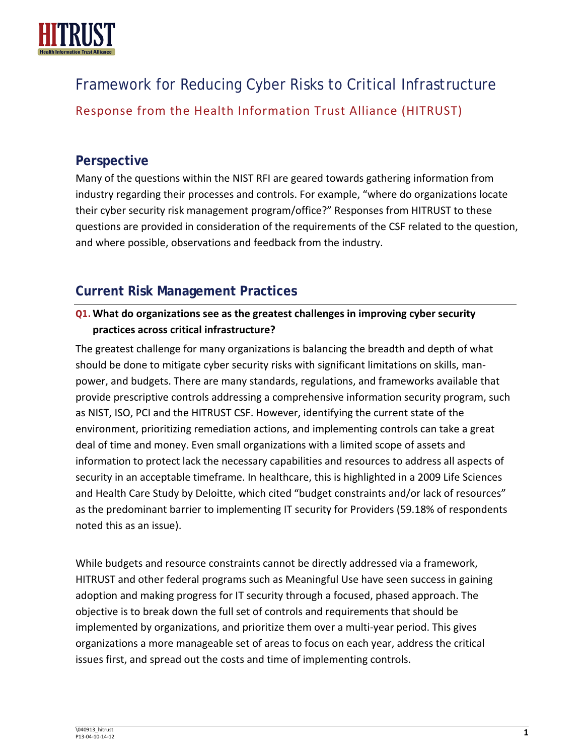# Framework for Reducing Cyber Risks to Critical Infrastructure

## Response from the Health Information Trust Alliance (HITRUST)

## Perspective

Many of the questions within the NIST RFI are geared towards gathering information from industry regarding their processes and controls. For example, "where do organizations locate their cyber security risk management program/office?" Responses from HITRUST to these questions are provided in consideration of the requirements of the CSF related to the question, and where possible, observations and feedback from the industry.

## Current Risk Management Practices

### Q1. What do organizations see as the greatest challenges in improving cyber security practices across critical infrastructure?

The greatest challenge for many organizations is balancing the breadth and depth of what should be done to mitigate cyber security risks with significant limitations on skills, man-power, and budgets. There are many standards, regulations, and frameworks available that provide prescriptive controls addressing a comprehensive information security program, such as NIST, ISO, PCI and the HITRUST CSF. However, identifying the current state of the environment, prioritizing remediation actions, and implementing controls can take a great deal of time and money. Even small organizations with a limited scope of assets and information to protect lack the necessary capabilities and resources to address all aspects of security in an acceptable timeframe. In healthcare, this is highlighted in a 2009 Life Sciences and Health Care Study by Deloitte, which cited "budget constraints and/or lack of resources" as the predominant barrier to implementing IT security for Providers (59.18% of respondents noted this as an issue).

While budgets and resource constraints cannot be directly addressed via a framework, HITRUST and other federal programs such as Meaningful Use have seen success in gaining adoption and making progress for IT security through a focused, phased approach. The objective is to break down the full set of controls and requirements that should be implemented by organizations, and prioritize them over a multi-year period. This gives organizations a more manageable set of areas to focus on each year, address the critical issues first, and spread out the costs and time of implementing controls.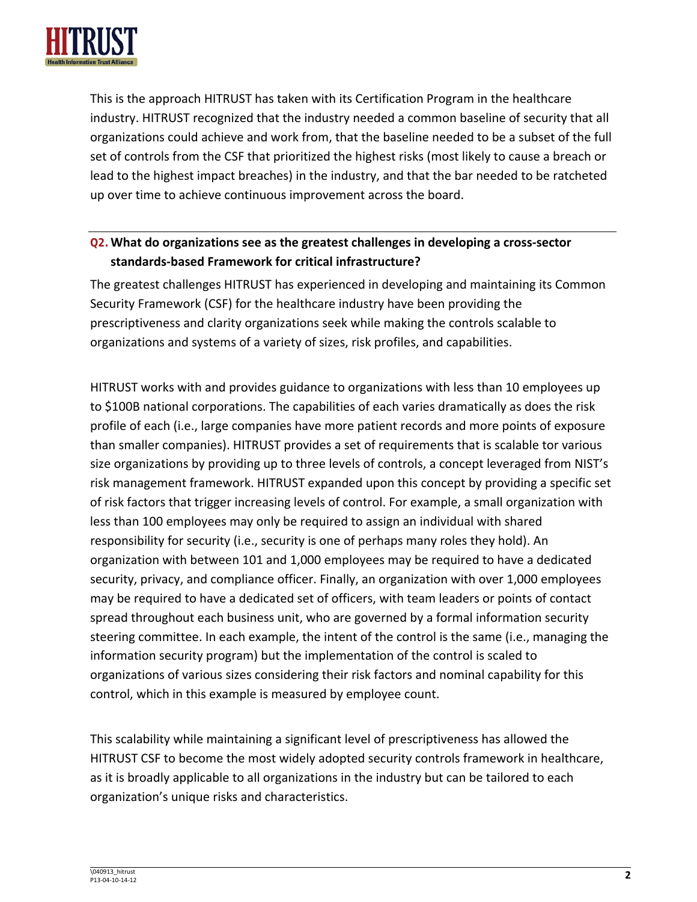This is the approach HITRUST has taken with its Certification Program in the healthcare industry. HITRUST recognized that the industry needed a common baseline of security that all organizations could achieve and work from, that the baseline needed to be a subset of the full set of controls from the CSF that prioritized the highest risks (most likely to cause a breach or lead to the highest impact breaches) in the industry, and that the bar needed to be ratcheted up over time to achieve continuous improvement across the board.

## Q2. What do organizations see as the greatest challenges in developing a cross-sector standards-based Framework for critical infrastructure?

The greatest challenges HITRUST has experienced in developing and maintaining its Common Security Framework (CSF) for the healthcare industry have been providing the prescriptiveness and clarity organizations seek while making the controls scalable to organizations and systems of a variety of sizes, risk profiles, and capabilities.

HITRUST works with and provides guidance to organizations with less than 10 employees up to $100B national corporations. The capabilities of each varies dramatically as does the risk profile of each (i.e., large companies have more patient records and more points of exposure than smaller companies). HITRUST provides a set of requirements that is scalable tor various size organizations by providing up to three levels of controls, a concept leveraged from NIST's risk management framework. HITRUST expanded upon this concept by providing a specific set of risk factors that trigger increasing levels of control. For example, a small organization with less than 100 employees may only be required to assign an individual with shared responsibility for security (i.e., security is one of perhaps many roles they hold). An organization with between 101 and 1,000 employees may be required to have a dedicated security, privacy, and compliance officer. Finally, an organization with over 1,000 employees may be required to have a dedicated set of officers, with team leaders or points of contact spread throughout each business unit, who are governed by a formal information security steering committee. In each example, the intent of the control is the same (i.e., managing the information security program) but the implementation of the control is scaled to organizations of various sizes considering their risk factors and nominal capability for this control, which in this example is measured by employee count.

This scalability while maintaining a significant level of prescriptiveness has allowed the HITRUST CSF to become the most widely adopted security controls framework in healthcare, as it is broadly applicable to all organizations in the industry but can be tailored to each organization's unique risks and characteristics.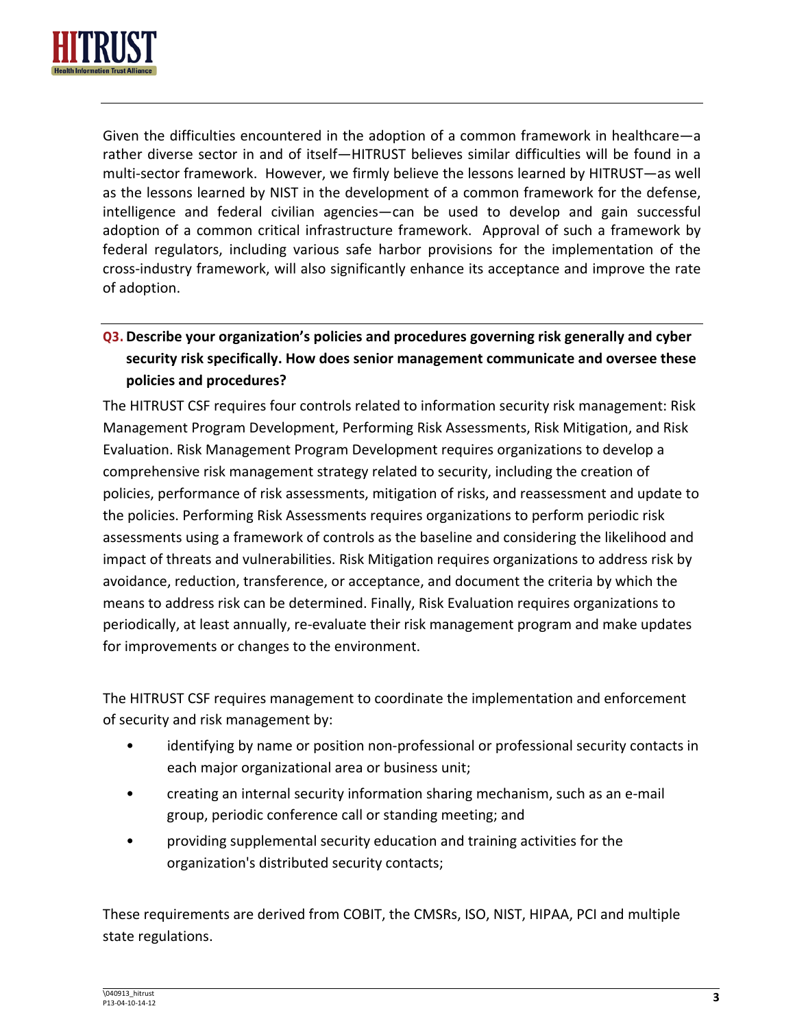Given the difficulties encountered in the adoption of a common framework in healthcare—a rather diverse sector in and of itself—HITRUST believes similar difficulties will be found in a multi-sector framework. However, we firmly believe the lessons learned by HITRUST—as well as the lessons learned by NIST in the development of a common framework for the defense, intelligence and federal civilian agencies—can be used to develop and gain successful adoption of a common critical infrastructure framework. Approval of such a framework by federal regulators, including various safe harbor provisions for the implementation of the cross-industry framework, will also significantly enhance its acceptance and improve the rate of adoption.

### Q3. Describe your organization's policies and procedures governing risk generally and cyber security risk specifically. How does senior management communicate and oversee these policies and procedures?

The HITRUST CSF requires four controls related to information security risk management: Risk Management Program Development, Performing Risk Assessments, Risk Mitigation, and Risk Evaluation. Risk Management Program Development requires organizations to develop a comprehensive risk management strategy related to security, including the creation of policies, performance of risk assessments, mitigation of risks, and reassessment and update to the policies. Performing Risk Assessments requires organizations to perform periodic risk assessments using a framework of controls as the baseline and considering the likelihood and impact of threats and vulnerabilities. Risk Mitigation requires organizations to address risk by avoidance, reduction, transference, or acceptance, and document the criteria by which the means to address risk can be determined. Finally, Risk Evaluation requires organizations to periodically, at least annually, re-evaluate their risk management program and make updates for improvements or changes to the environment.

The HITRUST CSF requires management to coordinate the implementation and enforcement of security and risk management by:

- identifying by name or position non-professional or professional security contacts in each major organizational area or business unit;
- creating an internal security information sharing mechanism, such as an e-mail group, periodic conference call or standing meeting; and
- providing supplemental security education and training activities for the organization's distributed security contacts;

These requirements are derived from COBIT, the CMSRs, ISO, NIST, HIPAA, PCI and multiple state regulations.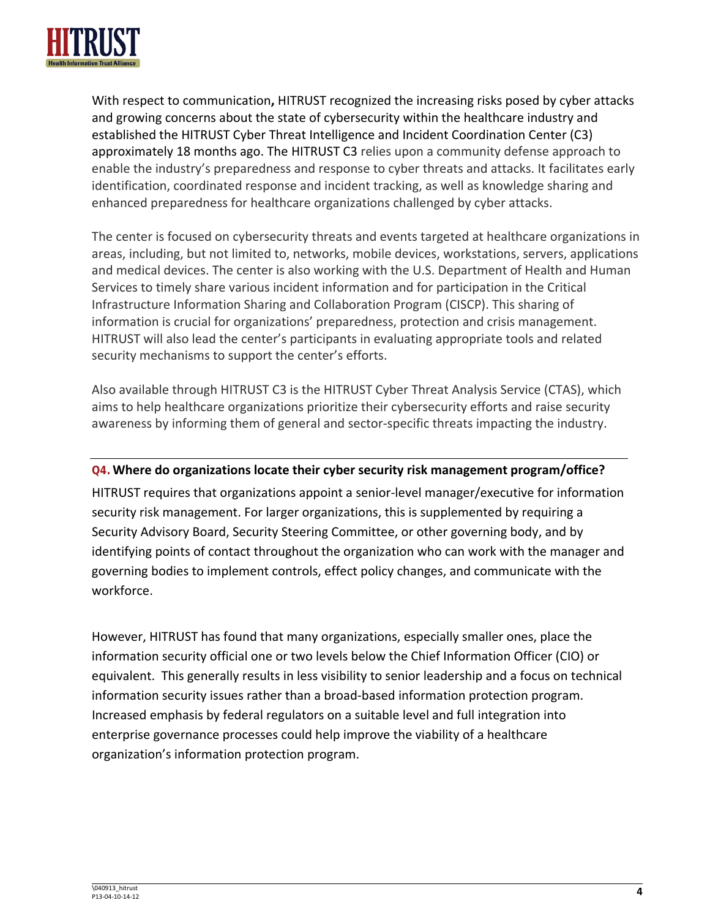With respect to communication**,** HITRUST recognized the increasing risks posed by cyber attacks and growing concerns about the state of cybersecurity within the healthcare industry and established the HITRUST Cyber Threat Intelligence and Incident Coordination Center (C3) approximately 18 months ago. The HITRUST C3 relies upon a community defense approach to enable the industry's preparedness and response to cyber threats and attacks. It facilitates early identification, coordinated response and incident tracking, as well as knowledge sharing and enhanced preparedness for healthcare organizations challenged by cyber attacks.

The center is focused on cybersecurity threats and events targeted at healthcare organizations in areas, including, but not limited to, networks, mobile devices, workstations, servers, applications and medical devices. The center is also working with the U.S. Department of Health and Human Services to timely share various incident information and for participation in the Critical Infrastructure Information Sharing and Collaboration Program (CISCP). This sharing of information is crucial for organizations' preparedness, protection and crisis management. HITRUST will also lead the center's participants in evaluating appropriate tools and related security mechanisms to support the center's efforts.

Also available through HITRUST C3 is the HITRUST Cyber Threat Analysis Service (CTAS), which aims to help healthcare organizations prioritize their cybersecurity efforts and raise security awareness by informing them of general and sector-specific threats impacting the industry.

**Q4. Where do organizations locate their cyber security risk management program/office?**

HITRUST requires that organizations appoint a senior-level manager/executive for information security risk management. For larger organizations, this is supplemented by requiring a Security Advisory Board, Security Steering Committee, or other governing body, and by identifying points of contact throughout the organization who can work with the manager and governing bodies to implement controls, effect policy changes, and communicate with the workforce.

However, HITRUST has found that many organizations, especially smaller ones, place the information security official one or two levels below the Chief Information Officer (CIO) or equivalent. This generally results in less visibility to senior leadership and a focus on technical information security issues rather than a broad-based information protection program. Increased emphasis by federal regulators on a suitable level and full integration into enterprise governance processes could help improve the viability of a healthcare organization's information protection program.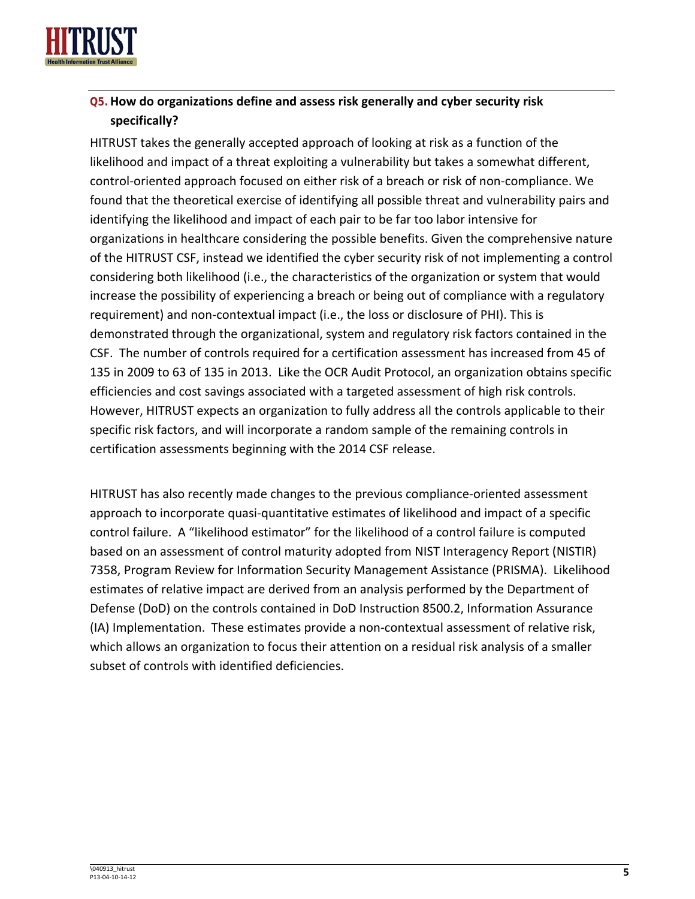**Q5. How do organizations define and assess risk generally and cyber security risk specifically?**

HITRUST takes the generally accepted approach of looking at risk as a function of the likelihood and impact of a threat exploiting a vulnerability but takes a somewhat different, control-oriented approach focused on either risk of a breach or risk of non-compliance. We found that the theoretical exercise of identifying all possible threat and vulnerability pairs and identifying the likelihood and impact of each pair to be far too labor intensive for organizations in healthcare considering the possible benefits. Given the comprehensive nature of the HITRUST CSF, instead we identified the cyber security risk of not implementing a control considering both likelihood (i.e., the characteristics of the organization or system that would increase the possibility of experiencing a breach or being out of compliance with a regulatory requirement) and non-contextual impact (i.e., the loss or disclosure of PHI). This is demonstrated through the organizational, system and regulatory risk factors contained in the CSF. The number of controls required for a certification assessment has increased from 45 of 135 in 2009 to 63 of 135 in 2013. Like the OCR Audit Protocol, an organization obtains specific efficiencies and cost savings associated with a targeted assessment of high risk controls. However, HITRUST expects an organization to fully address all the controls applicable to their specific risk factors, and will incorporate a random sample of the remaining controls in certification assessments beginning with the 2014 CSF release.

HITRUST has also recently made changes to the previous compliance-oriented assessment approach to incorporate quasi-quantitative estimates of likelihood and impact of a specific control failure. A "likelihood estimator" for the likelihood of a control failure is computed based on an assessment of control maturity adopted from NIST Interagency Report (NISTIR) 7358, Program Review for Information Security Management Assistance (PRISMA). Likelihood estimates of relative impact are derived from an analysis performed by the Department of Defense (DoD) on the controls contained in DoD Instruction 8500.2, Information Assurance (IA) Implementation. These estimates provide a non-contextual assessment of relative risk, which allows an organization to focus their attention on a residual risk analysis of a smaller subset of controls with identified deficiencies.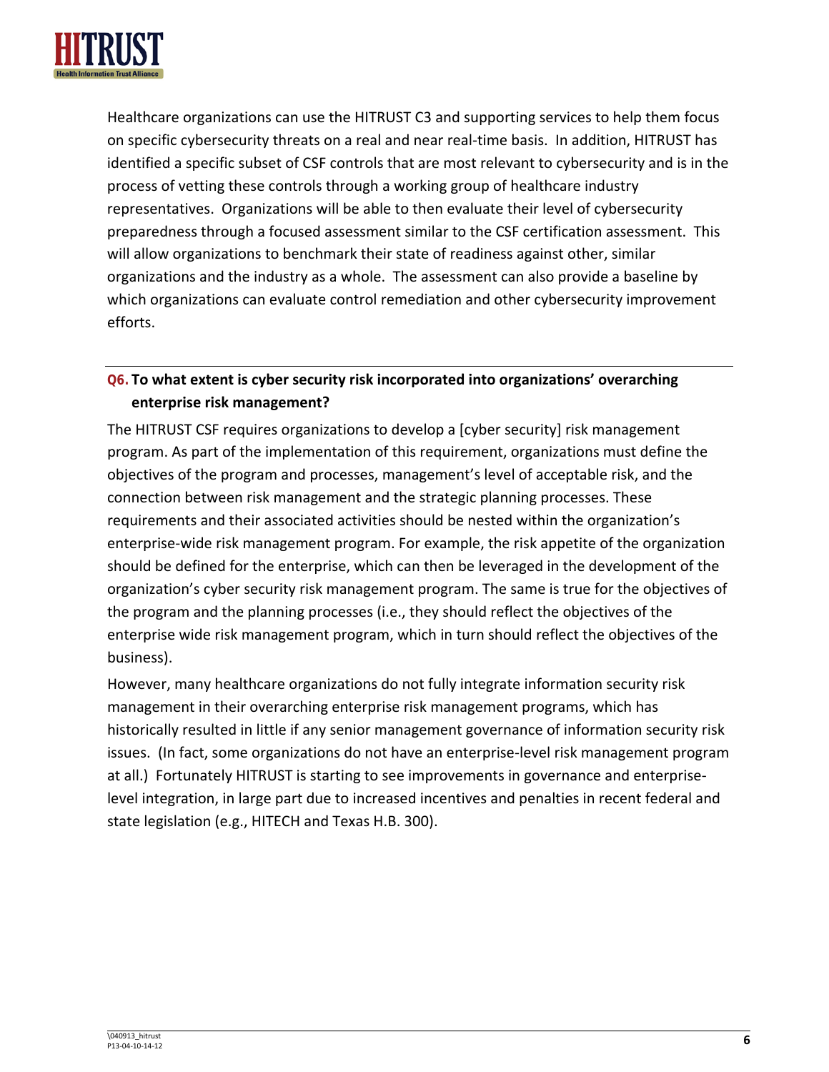Healthcare organizations can use the HITRUST C3 and supporting services to help them focus on specific cybersecurity threats on a real and near real-time basis. In addition, HITRUST has identified a specific subset of CSF controls that are most relevant to cybersecurity and is in the process of vetting these controls through a working group of healthcare industry representatives. Organizations will be able to then evaluate their level of cybersecurity preparedness through a focused assessment similar to the CSF certification assessment. This will allow organizations to benchmark their state of readiness against other, similar organizations and the industry as a whole. The assessment can also provide a baseline by which organizations can evaluate control remediation and other cybersecurity improvement efforts.

### Q6. To what extent is cyber security risk incorporated into organizations' overarching enterprise risk management?

The HITRUST CSF requires organizations to develop a [cyber security] risk management program. As part of the implementation of this requirement, organizations must define the objectives of the program and processes, management's level of acceptable risk, and the connection between risk management and the strategic planning processes. These requirements and their associated activities should be nested within the organization's enterprise-wide risk management program. For example, the risk appetite of the organization should be defined for the enterprise, which can then be leveraged in the development of the organization's cyber security risk management program. The same is true for the objectives of the program and the planning processes (i.e., they should reflect the objectives of the enterprise wide risk management program, which in turn should reflect the objectives of the business).

However, many healthcare organizations do not fully integrate information security risk management in their overarching enterprise risk management programs, which has historically resulted in little if any senior management governance of information security risk issues. (In fact, some organizations do not have an enterprise-level risk management program at all.) Fortunately HITRUST is starting to see improvements in governance and enterprise-level integration, in large part due to increased incentives and penalties in recent federal and state legislation (e.g., HITECH and Texas H.B. 300).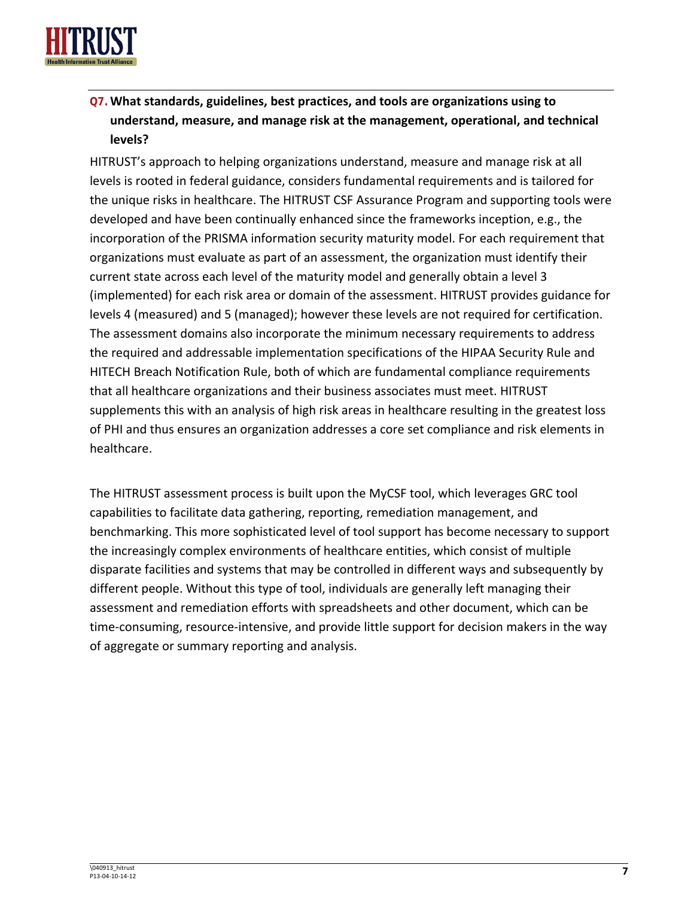### Q7. What standards, guidelines, best practices, and tools are organizations using to understand, measure, and manage risk at the management, operational, and technical levels?

HITRUST's approach to helping organizations understand, measure and manage risk at all levels is rooted in federal guidance, considers fundamental requirements and is tailored for the unique risks in healthcare. The HITRUST CSF Assurance Program and supporting tools were developed and have been continually enhanced since the frameworks inception, e.g., the incorporation of the PRISMA information security maturity model. For each requirement that organizations must evaluate as part of an assessment, the organization must identify their current state across each level of the maturity model and generally obtain a level 3 (implemented) for each risk area or domain of the assessment. HITRUST provides guidance for levels 4 (measured) and 5 (managed); however these levels are not required for certification. The assessment domains also incorporate the minimum necessary requirements to address the required and addressable implementation specifications of the HIPAA Security Rule and HITECH Breach Notification Rule, both of which are fundamental compliance requirements that all healthcare organizations and their business associates must meet. HITRUST supplements this with an analysis of high risk areas in healthcare resulting in the greatest loss of PHI and thus ensures an organization addresses a core set compliance and risk elements in healthcare.

The HITRUST assessment process is built upon the MyCSF tool, which leverages GRC tool capabilities to facilitate data gathering, reporting, remediation management, and benchmarking. This more sophisticated level of tool support has become necessary to support the increasingly complex environments of healthcare entities, which consist of multiple disparate facilities and systems that may be controlled in different ways and subsequently by different people. Without this type of tool, individuals are generally left managing their assessment and remediation efforts with spreadsheets and other document, which can be time-consuming, resource-intensive, and provide little support for decision makers in the way of aggregate or summary reporting and analysis.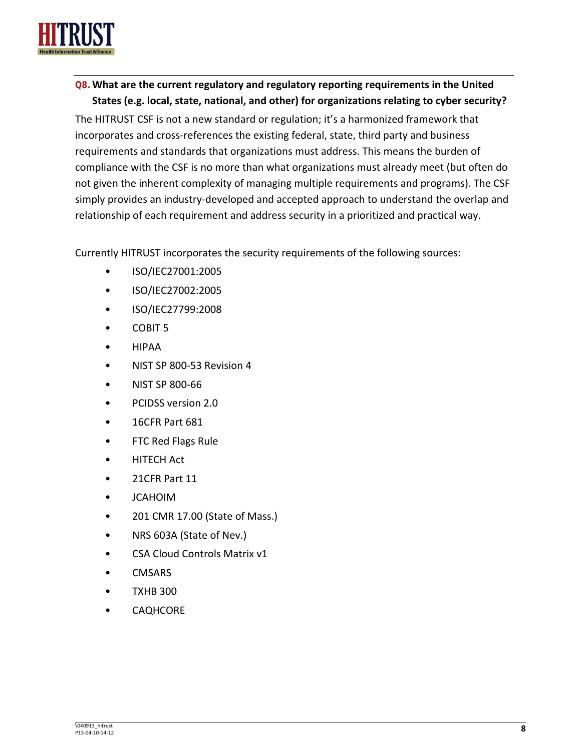**Q8. What are the current regulatory and regulatory reporting requirements in the United States (e.g. local, state, national, and other) for organizations relating to cyber security?**

The HITRUST CSF is not a new standard or regulation; it's a harmonized framework that incorporates and cross-references the existing federal, state, third party and business requirements and standards that organizations must address. This means the burden of compliance with the CSF is no more than what organizations must already meet (but often do not given the inherent complexity of managing multiple requirements and programs). The CSF simply provides an industry-developed and accepted approach to understand the overlap and relationship of each requirement and address security in a prioritized and practical way.

Currently HITRUST incorporates the security requirements of the following sources:

- ISO/IEC27001:2005
- ISO/IEC27002:2005
- ISO/IEC27799:2008
- COBIT 5
- HIPAA
- NIST SP 800-53 Revision 4
- NIST SP 800-66
- PCIDSS version 2.0
- 16CFR Part 681
- FTC Red Flags Rule
- HITECH Act
- 21CFR Part 11
- JCAHOIM
- 201 CMR 17.00 (State of Mass.)
- NRS 603A (State of Nev.)
- CSA Cloud Controls Matrix v1
- CMSARS
- TXHB 300
- CAQHCORE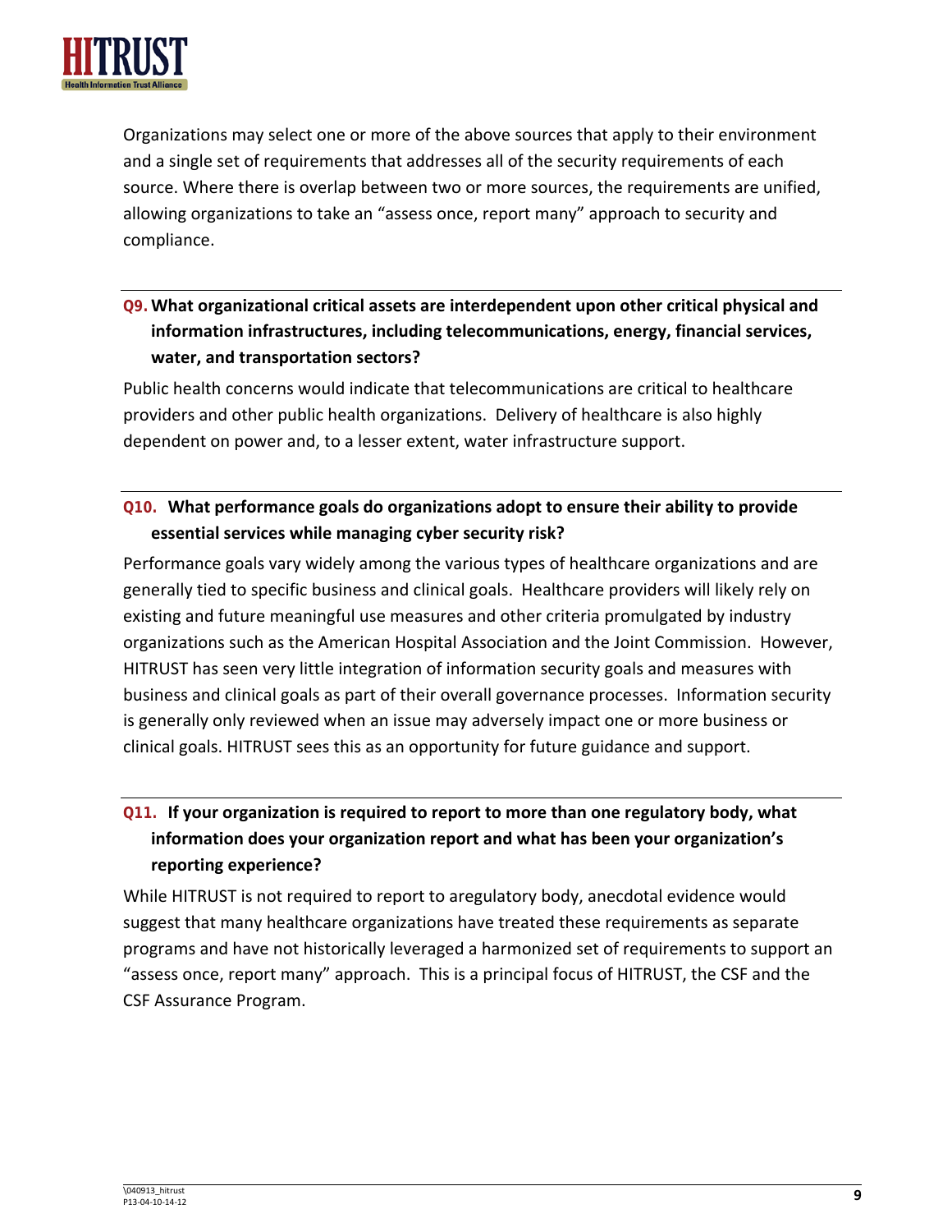Organizations may select one or more of the above sources that apply to their environment and a single set of requirements that addresses all of the security requirements of each source. Where there is overlap between two or more sources, the requirements are unified, allowing organizations to take an "assess once, report many" approach to security and compliance.

### Q9. What organizational critical assets are interdependent upon other critical physical and information infrastructures, including telecommunications, energy, financial services, water, and transportation sectors?

Public health concerns would indicate that telecommunications are critical to healthcare providers and other public health organizations. Delivery of healthcare is also highly dependent on power and, to a lesser extent, water infrastructure support.

### Q10. What performance goals do organizations adopt to ensure their ability to provide essential services while managing cyber security risk?

Performance goals vary widely among the various types of healthcare organizations and are generally tied to specific business and clinical goals. Healthcare providers will likely rely on existing and future meaningful use measures and other criteria promulgated by industry organizations such as the American Hospital Association and the Joint Commission. However, HITRUST has seen very little integration of information security goals and measures with business and clinical goals as part of their overall governance processes. Information security is generally only reviewed when an issue may adversely impact one or more business or clinical goals. HITRUST sees this as an opportunity for future guidance and support.

### Q11. If your organization is required to report to more than one regulatory body, what information does your organization report and what has been your organization's reporting experience?

While HITRUST is not required to report to aregulatory body, anecdotal evidence would suggest that many healthcare organizations have treated these requirements as separate programs and have not historically leveraged a harmonized set of requirements to support an "assess once, report many" approach. This is a principal focus of HITRUST, the CSF and the CSF Assurance Program.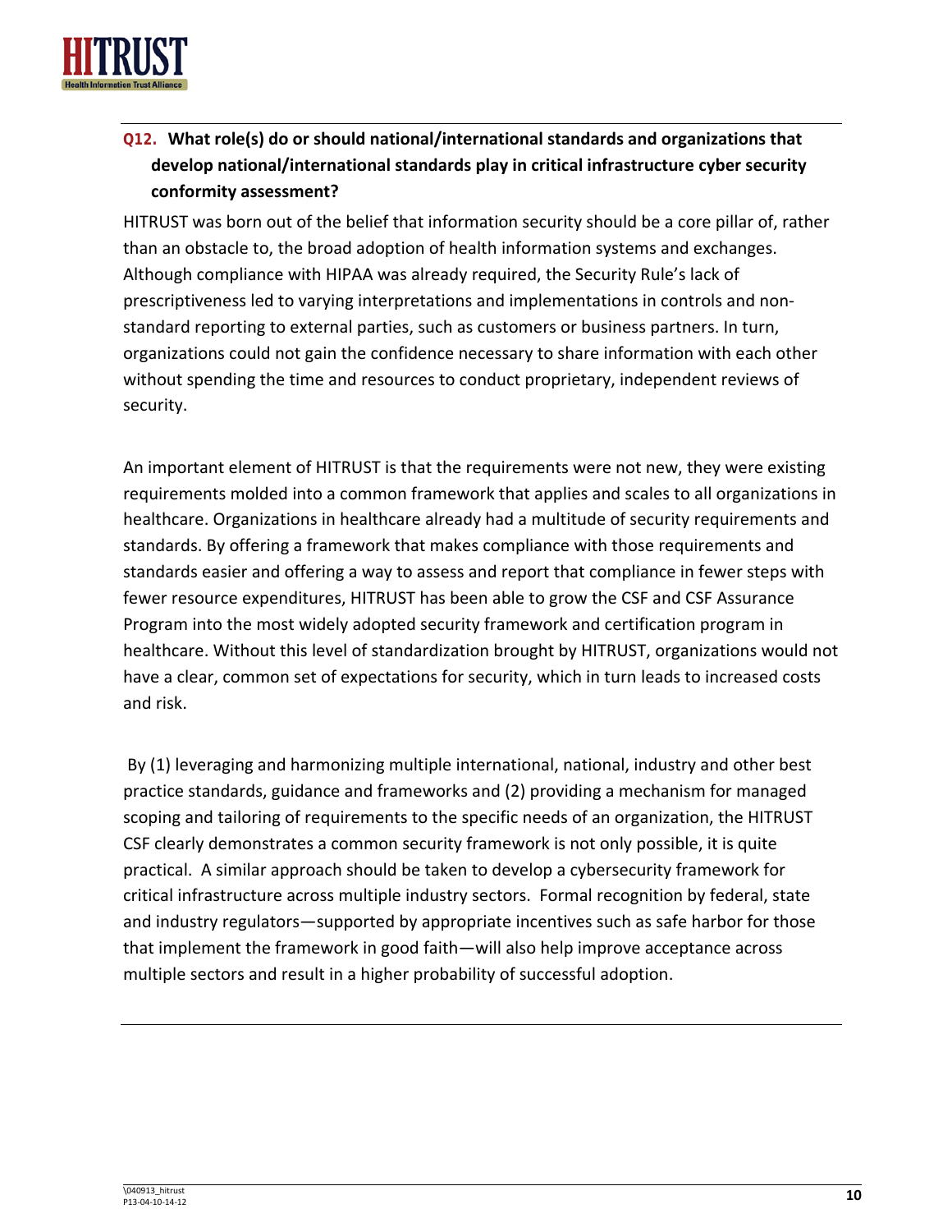**Q12. What role(s) do or should national/international standards and organizations that develop national/international standards play in critical infrastructure cyber security conformity assessment?**

HITRUST was born out of the belief that information security should be a core pillar of, rather than an obstacle to, the broad adoption of health information systems and exchanges. Although compliance with HIPAA was already required, the Security Rule's lack of prescriptiveness led to varying interpretations and implementations in controls and non-standard reporting to external parties, such as customers or business partners. In turn, organizations could not gain the confidence necessary to share information with each other without spending the time and resources to conduct proprietary, independent reviews of security.

An important element of HITRUST is that the requirements were not new, they were existing requirements molded into a common framework that applies and scales to all organizations in healthcare. Organizations in healthcare already had a multitude of security requirements and standards. By offering a framework that makes compliance with those requirements and standards easier and offering a way to assess and report that compliance in fewer steps with fewer resource expenditures, HITRUST has been able to grow the CSF and CSF Assurance Program into the most widely adopted security framework and certification program in healthcare. Without this level of standardization brought by HITRUST, organizations would not have a clear, common set of expectations for security, which in turn leads to increased costs and risk.

By (1) leveraging and harmonizing multiple international, national, industry and other best practice standards, guidance and frameworks and (2) providing a mechanism for managed scoping and tailoring of requirements to the specific needs of an organization, the HITRUST CSF clearly demonstrates a common security framework is not only possible, it is quite practical. A similar approach should be taken to develop a cybersecurity framework for critical infrastructure across multiple industry sectors. Formal recognition by federal, state and industry regulators—supported by appropriate incentives such as safe harbor for those that implement the framework in good faith—will also help improve acceptance across multiple sectors and result in a higher probability of successful adoption.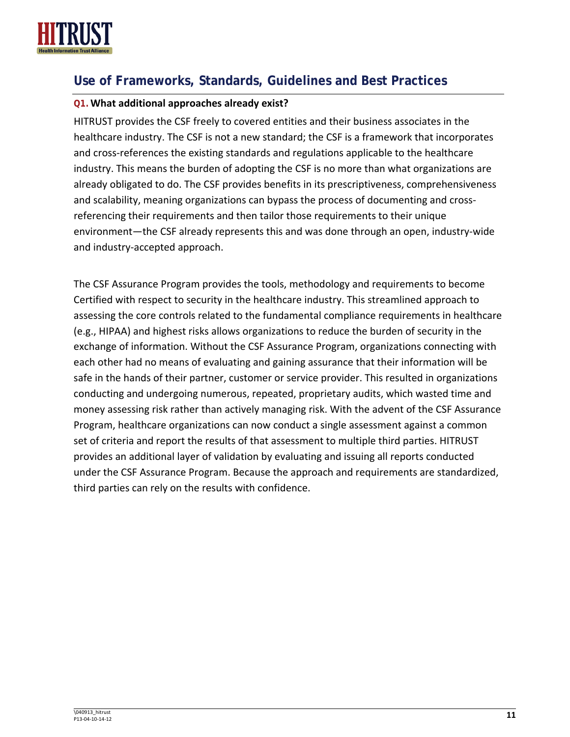## Use of Frameworks, Standards, Guidelines and Best Practices

**Q1. What additional approaches already exist?**

HITRUST provides the CSF freely to covered entities and their business associates in the healthcare industry. The CSF is not a new standard; the CSF is a framework that incorporates and cross-references the existing standards and regulations applicable to the healthcare industry. This means the burden of adopting the CSF is no more than what organizations are already obligated to do. The CSF provides benefits in its prescriptiveness, comprehensiveness and scalability, meaning organizations can bypass the process of documenting and cross-referencing their requirements and then tailor those requirements to their unique environment—the CSF already represents this and was done through an open, industry-wide and industry-accepted approach.

The CSF Assurance Program provides the tools, methodology and requirements to become Certified with respect to security in the healthcare industry. This streamlined approach to assessing the core controls related to the fundamental compliance requirements in healthcare (e.g., HIPAA) and highest risks allows organizations to reduce the burden of security in the exchange of information. Without the CSF Assurance Program, organizations connecting with each other had no means of evaluating and gaining assurance that their information will be safe in the hands of their partner, customer or service provider. This resulted in organizations conducting and undergoing numerous, repeated, proprietary audits, which wasted time and money assessing risk rather than actively managing risk. With the advent of the CSF Assurance Program, healthcare organizations can now conduct a single assessment against a common set of criteria and report the results of that assessment to multiple third parties. HITRUST provides an additional layer of validation by evaluating and issuing all reports conducted under the CSF Assurance Program. Because the approach and requirements are standardized, third parties can rely on the results with confidence.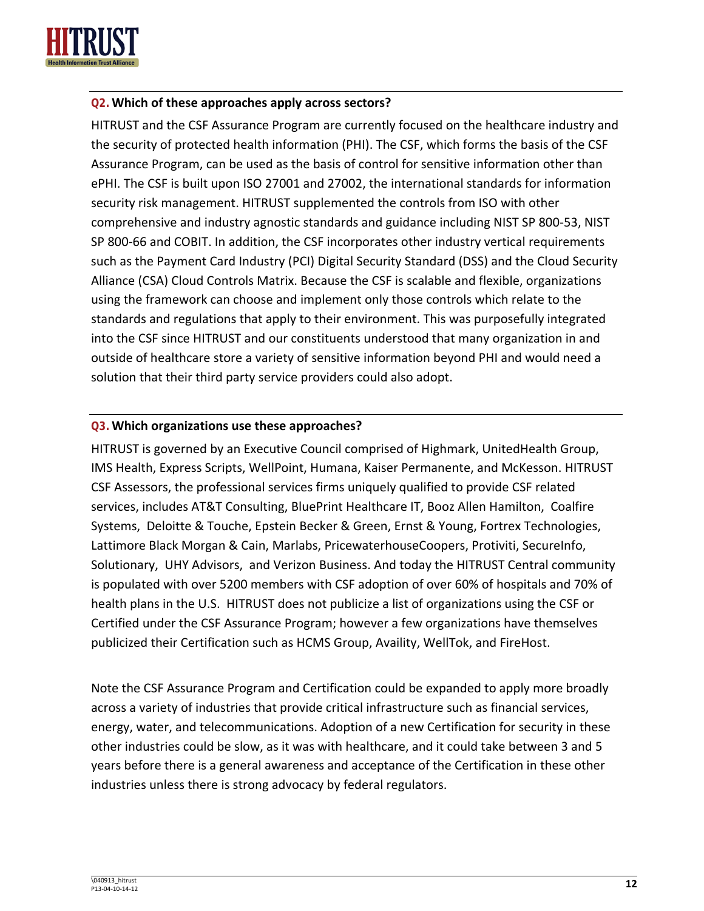### Q2. Which of these approaches apply across sectors?

HITRUST and the CSF Assurance Program are currently focused on the healthcare industry and the security of protected health information (PHI). The CSF, which forms the basis of the CSF Assurance Program, can be used as the basis of control for sensitive information other than ePHI. The CSF is built upon ISO 27001 and 27002, the international standards for information security risk management. HITRUST supplemented the controls from ISO with other comprehensive and industry agnostic standards and guidance including NIST SP 800-53, NIST SP 800-66 and COBIT. In addition, the CSF incorporates other industry vertical requirements such as the Payment Card Industry (PCI) Digital Security Standard (DSS) and the Cloud Security Alliance (CSA) Cloud Controls Matrix. Because the CSF is scalable and flexible, organizations using the framework can choose and implement only those controls which relate to the standards and regulations that apply to their environment. This was purposefully integrated into the CSF since HITRUST and our constituents understood that many organization in and outside of healthcare store a variety of sensitive information beyond PHI and would need a solution that their third party service providers could also adopt.

### Q3. Which organizations use these approaches?

HITRUST is governed by an Executive Council comprised of Highmark, UnitedHealth Group, IMS Health, Express Scripts, WellPoint, Humana, Kaiser Permanente, and McKesson. HITRUST CSF Assessors, the professional services firms uniquely qualified to provide CSF related services, includes AT&T Consulting, BluePrint Healthcare IT, Booz Allen Hamilton, Coalfire Systems, Deloitte & Touche, Epstein Becker & Green, Ernst & Young, Fortrex Technologies, Lattimore Black Morgan & Cain, Marlabs, PricewaterhouseCoopers, Protiviti, SecureInfo, Solutionary, UHY Advisors, and Verizon Business. And today the HITRUST Central community is populated with over 5200 members with CSF adoption of over 60% of hospitals and 70% of health plans in the U.S. HITRUST does not publicize a list of organizations using the CSF or Certified under the CSF Assurance Program; however a few organizations have themselves publicized their Certification such as HCMS Group, Availity, WellTok, and FireHost.

Note the CSF Assurance Program and Certification could be expanded to apply more broadly across a variety of industries that provide critical infrastructure such as financial services, energy, water, and telecommunications. Adoption of a new Certification for security in these other industries could be slow, as it was with healthcare, and it could take between 3 and 5 years before there is a general awareness and acceptance of the Certification in these other industries unless there is strong advocacy by federal regulators.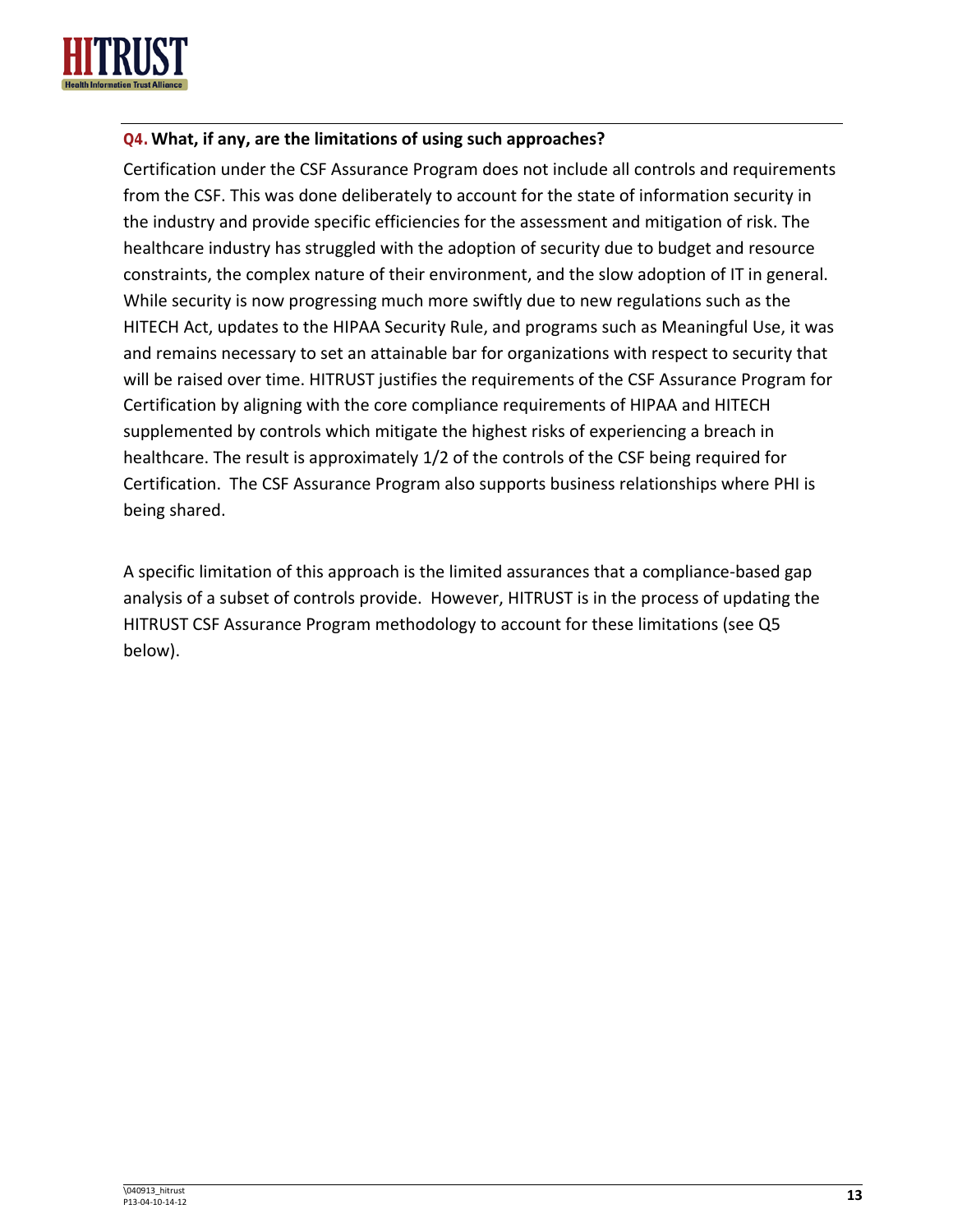**Q4. What, if any, are the limitations of using such approaches?**

Certification under the CSF Assurance Program does not include all controls and requirements from the CSF. This was done deliberately to account for the state of information security in the industry and provide specific efficiencies for the assessment and mitigation of risk. The healthcare industry has struggled with the adoption of security due to budget and resource constraints, the complex nature of their environment, and the slow adoption of IT in general. While security is now progressing much more swiftly due to new regulations such as the HITECH Act, updates to the HIPAA Security Rule, and programs such as Meaningful Use, it was and remains necessary to set an attainable bar for organizations with respect to security that will be raised over time. HITRUST justifies the requirements of the CSF Assurance Program for Certification by aligning with the core compliance requirements of HIPAA and HITECH supplemented by controls which mitigate the highest risks of experiencing a breach in healthcare. The result is approximately 1/2 of the controls of the CSF being required for Certification. The CSF Assurance Program also supports business relationships where PHI is being shared.

A specific limitation of this approach is the limited assurances that a compliance-based gap analysis of a subset of controls provide. However, HITRUST is in the process of updating the HITRUST CSF Assurance Program methodology to account for these limitations (see Q5 below).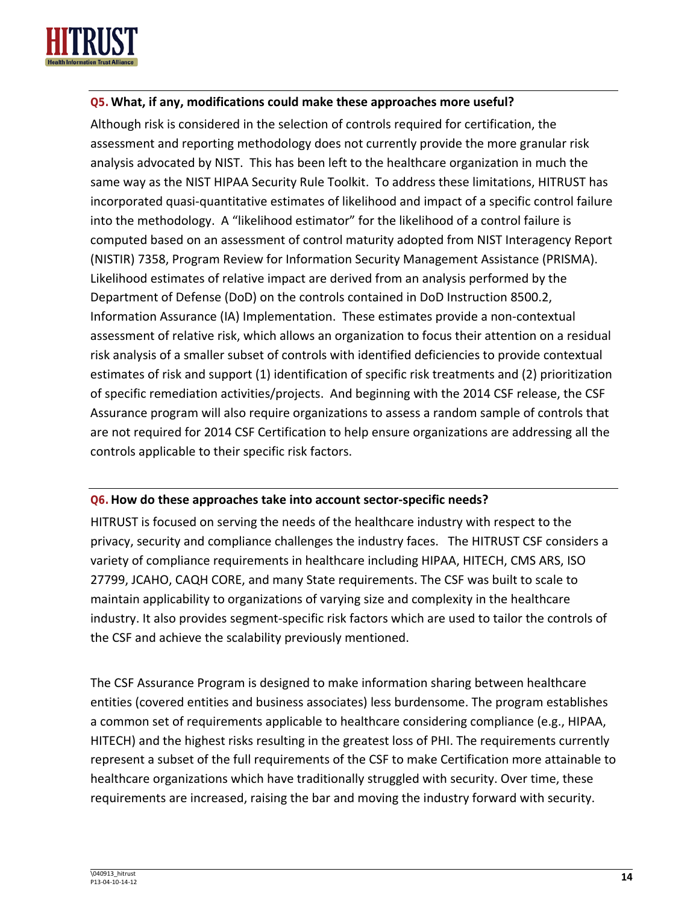### **Q5.** What, if any, modifications could make these approaches more useful?

Although risk is considered in the selection of controls required for certification, the assessment and reporting methodology does not currently provide the more granular risk analysis advocated by NIST. This has been left to the healthcare organization in much the same way as the NIST HIPAA Security Rule Toolkit. To address these limitations, HITRUST has incorporated quasi-quantitative estimates of likelihood and impact of a specific control failure into the methodology. A "likelihood estimator" for the likelihood of a control failure is computed based on an assessment of control maturity adopted from NIST Interagency Report (NISTIR) 7358, Program Review for Information Security Management Assistance (PRISMA). Likelihood estimates of relative impact are derived from an analysis performed by the Department of Defense (DoD) on the controls contained in DoD Instruction 8500.2, Information Assurance (IA) Implementation. These estimates provide a non-contextual assessment of relative risk, which allows an organization to focus their attention on a residual risk analysis of a smaller subset of controls with identified deficiencies to provide contextual estimates of risk and support (1) identification of specific risk treatments and (2) prioritization of specific remediation activities/projects. And beginning with the 2014 CSF release, the CSF Assurance program will also require organizations to assess a random sample of controls that are not required for 2014 CSF Certification to help ensure organizations are addressing all the controls applicable to their specific risk factors.

### **Q6.** How do these approaches take into account sector-specific needs?

HITRUST is focused on serving the needs of the healthcare industry with respect to the privacy, security and compliance challenges the industry faces. The HITRUST CSF considers a variety of compliance requirements in healthcare including HIPAA, HITECH, CMS ARS, ISO 27799, JCAHO, CAQH CORE, and many State requirements. The CSF was built to scale to maintain applicability to organizations of varying size and complexity in the healthcare industry. It also provides segment-specific risk factors which are used to tailor the controls of the CSF and achieve the scalability previously mentioned.

The CSF Assurance Program is designed to make information sharing between healthcare entities (covered entities and business associates) less burdensome. The program establishes a common set of requirements applicable to healthcare considering compliance (e.g., HIPAA, HITECH) and the highest risks resulting in the greatest loss of PHI. The requirements currently represent a subset of the full requirements of the CSF to make Certification more attainable to healthcare organizations which have traditionally struggled with security. Over time, these requirements are increased, raising the bar and moving the industry forward with security.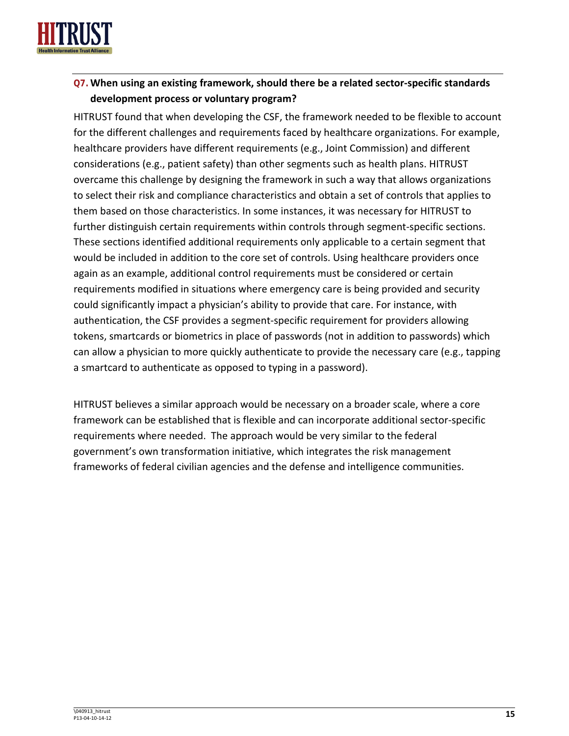**Q7. When using an existing framework, should there be a related sector-specific standards development process or voluntary program?**

HITRUST found that when developing the CSF, the framework needed to be flexible to account for the different challenges and requirements faced by healthcare organizations. For example, healthcare providers have different requirements (e.g., Joint Commission) and different considerations (e.g., patient safety) than other segments such as health plans. HITRUST overcame this challenge by designing the framework in such a way that allows organizations to select their risk and compliance characteristics and obtain a set of controls that applies to them based on those characteristics. In some instances, it was necessary for HITRUST to further distinguish certain requirements within controls through segment-specific sections. These sections identified additional requirements only applicable to a certain segment that would be included in addition to the core set of controls. Using healthcare providers once again as an example, additional control requirements must be considered or certain requirements modified in situations where emergency care is being provided and security could significantly impact a physician's ability to provide that care. For instance, with authentication, the CSF provides a segment-specific requirement for providers allowing tokens, smartcards or biometrics in place of passwords (not in addition to passwords) which can allow a physician to more quickly authenticate to provide the necessary care (e.g., tapping a smartcard to authenticate as opposed to typing in a password).

HITRUST believes a similar approach would be necessary on a broader scale, where a core framework can be established that is flexible and can incorporate additional sector-specific requirements where needed. The approach would be very similar to the federal government's own transformation initiative, which integrates the risk management frameworks of federal civilian agencies and the defense and intelligence communities.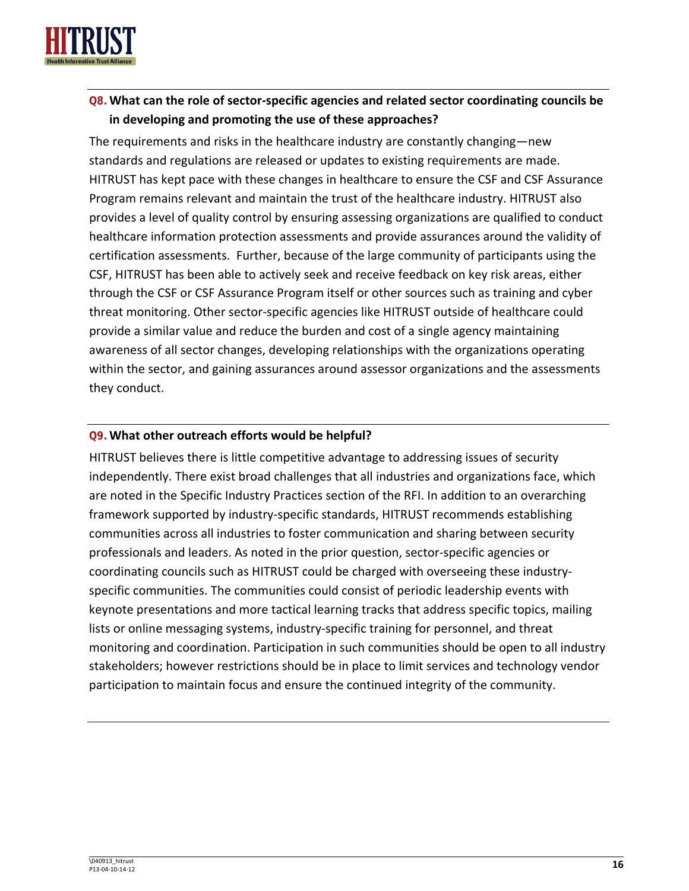**Q8. What can the role of sector-specific agencies and related sector coordinating councils be in developing and promoting the use of these approaches?**

The requirements and risks in the healthcare industry are constantly changing—new standards and regulations are released or updates to existing requirements are made. HITRUST has kept pace with these changes in healthcare to ensure the CSF and CSF Assurance Program remains relevant and maintain the trust of the healthcare industry. HITRUST also provides a level of quality control by ensuring assessing organizations are qualified to conduct healthcare information protection assessments and provide assurances around the validity of certification assessments. Further, because of the large community of participants using the CSF, HITRUST has been able to actively seek and receive feedback on key risk areas, either through the CSF or CSF Assurance Program itself or other sources such as training and cyber threat monitoring. Other sector-specific agencies like HITRUST outside of healthcare could provide a similar value and reduce the burden and cost of a single agency maintaining awareness of all sector changes, developing relationships with the organizations operating within the sector, and gaining assurances around assessor organizations and the assessments they conduct.

**Q9. What other outreach efforts would be helpful?**

HITRUST believes there is little competitive advantage to addressing issues of security independently. There exist broad challenges that all industries and organizations face, which are noted in the Specific Industry Practices section of the RFI. In addition to an overarching framework supported by industry-specific standards, HITRUST recommends establishing communities across all industries to foster communication and sharing between security professionals and leaders. As noted in the prior question, sector-specific agencies or coordinating councils such as HITRUST could be charged with overseeing these industry-specific communities. The communities could consist of periodic leadership events with keynote presentations and more tactical learning tracks that address specific topics, mailing lists or online messaging systems, industry-specific training for personnel, and threat monitoring and coordination. Participation in such communities should be open to all industry stakeholders; however restrictions should be in place to limit services and technology vendor participation to maintain focus and ensure the continued integrity of the community.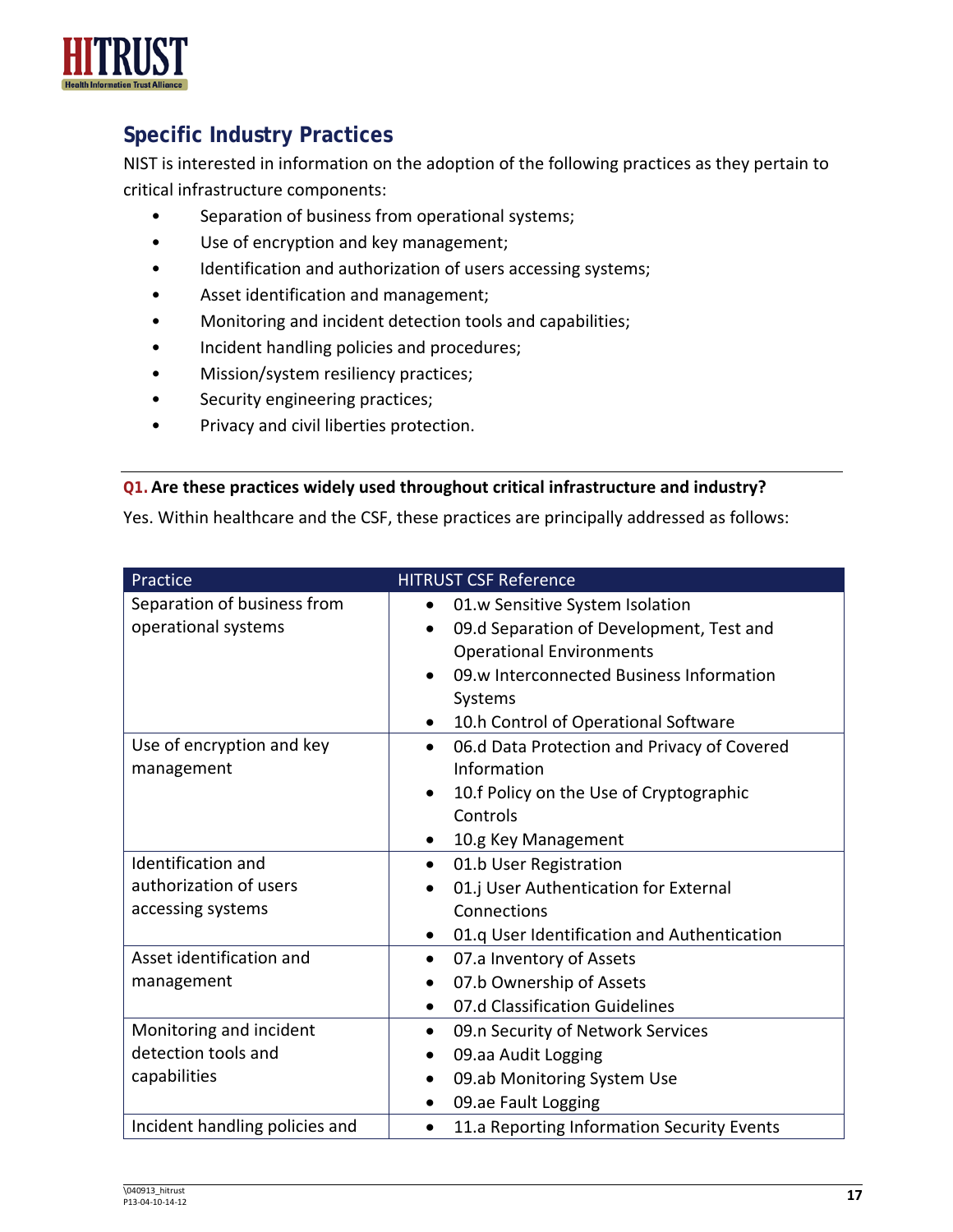## Specific Industry Practices

NIST is interested in information on the adoption of the following practices as they pertain to critical infrastructure components:

- Separation of business from operational systems;
- Use of encryption and key management;
- Identification and authorization of users accessing systems;
- Asset identification and management;
- Monitoring and incident detection tools and capabilities;
- Incident handling policies and procedures;
- Mission/system resiliency practices;
- Security engineering practices;
- Privacy and civil liberties protection.

---

**Q1. Are these practices widely used throughout critical infrastructure and industry?**

Yes. Within healthcare and the CSF, these practices are principally addressed as follows:

| Practice | HITRUST CSF Reference |
|---|---|
| Separation of business from operational systems | • 01.w Sensitive System Isolation<br>• 09.d Separation of Development, Test and Operational Environments<br>• 09.w Interconnected Business Information Systems<br>• 10.h Control of Operational Software |
| Use of encryption and key management | • 06.d Data Protection and Privacy of Covered Information<br>• 10.f Policy on the Use of Cryptographic Controls<br>• 10.g Key Management |
| Identification and authorization of users accessing systems | • 01.b User Registration<br>• 01.j User Authentication for External Connections<br>• 01.q User Identification and Authentication |
| Asset identification and management | • 07.a Inventory of Assets<br>• 07.b Ownership of Assets<br>• 07.d Classification Guidelines |
| Monitoring and incident detection tools and capabilities | • 09.n Security of Network Services<br>• 09.aa Audit Logging<br>• 09.ab Monitoring System Use<br>• 09.ae Fault Logging |
| Incident handling policies and | • 11.a Reporting Information Security Events |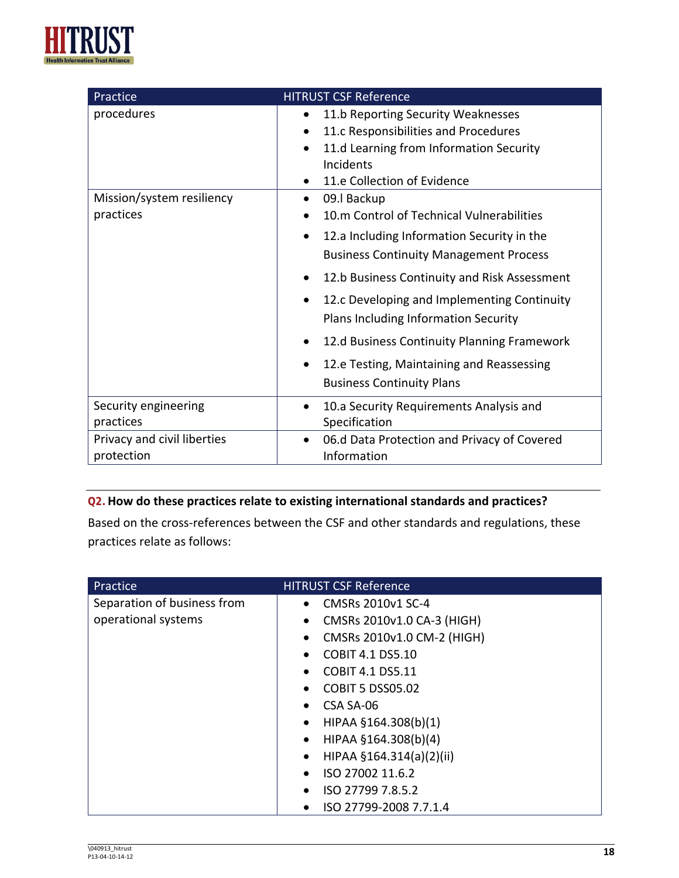| Practice | HITRUST CSF Reference |
|---|---|
| procedures | • 11.b Reporting Security Weaknesses<br>• 11.c Responsibilities and Procedures<br>• 11.d Learning from Information Security Incidents<br>• 11.e Collection of Evidence |
| Mission/system resiliency practices | • 09.l Backup<br>• 10.m Control of Technical Vulnerabilities<br>• 12.a Including Information Security in the Business Continuity Management Process<br>• 12.b Business Continuity and Risk Assessment<br>• 12.c Developing and Implementing Continuity Plans Including Information Security<br>• 12.d Business Continuity Planning Framework<br>• 12.e Testing, Maintaining and Reassessing Business Continuity Plans |
| Security engineering practices | • 10.a Security Requirements Analysis and Specification |
| Privacy and civil liberties protection | • 06.d Data Protection and Privacy of Covered Information |

**Q2. How do these practices relate to existing international standards and practices?**

Based on the cross-references between the CSF and other standards and regulations, these practices relate as follows:

| Practice | HITRUST CSF Reference |
|---|---|
| Separation of business from operational systems | • CMSRs 2010v1 SC-4<br>• CMSRs 2010v1.0 CA-3 (HIGH)<br>• CMSRs 2010v1.0 CM-2 (HIGH)<br>• COBIT 4.1 DS5.10<br>• COBIT 4.1 DS5.11<br>• COBIT 5 DSS05.02<br>• CSA SA-06<br>• HIPAA §164.308(b)(1)<br>• HIPAA §164.308(b)(4)<br>• HIPAA §164.314(a)(2)(ii)<br>• ISO 27002 11.6.2<br>• ISO 27799 7.8.5.2<br>• ISO 27799-2008 7.7.1.4 |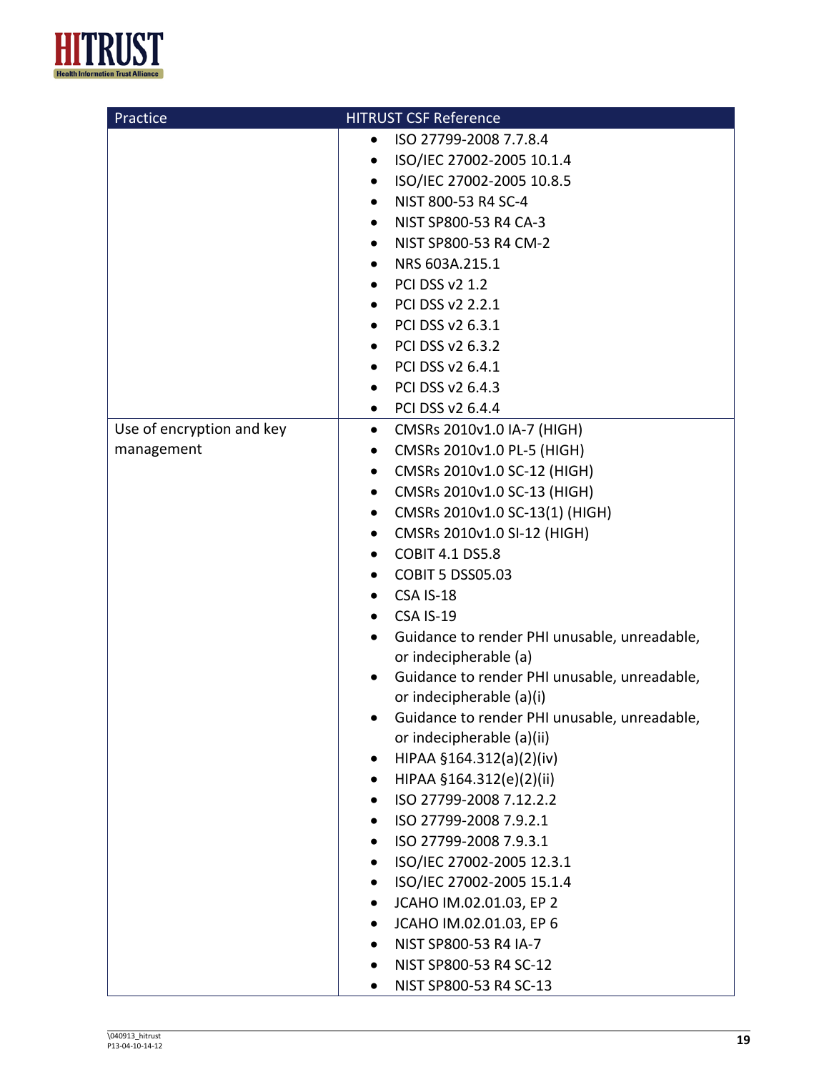| Practice | HITRUST CSF Reference |
| --- | --- |
| | • ISO 27799-2008 7.7.8.4<br>• ISO/IEC 27002-2005 10.1.4<br>• ISO/IEC 27002-2005 10.8.5<br>• NIST 800-53 R4 SC-4<br>• NIST SP800-53 R4 CA-3<br>• NIST SP800-53 R4 CM-2<br>• NRS 603A.215.1<br>• PCI DSS v2 1.2<br>• PCI DSS v2 2.2.1<br>• PCI DSS v2 6.3.1<br>• PCI DSS v2 6.3.2<br>• PCI DSS v2 6.4.1<br>• PCI DSS v2 6.4.3<br>• PCI DSS v2 6.4.4 |
| Use of encryption and key management | • CMSRs 2010v1.0 IA-7 (HIGH)<br>• CMSRs 2010v1.0 PL-5 (HIGH)<br>• CMSRs 2010v1.0 SC-12 (HIGH)<br>• CMSRs 2010v1.0 SC-13 (HIGH)<br>• CMSRs 2010v1.0 SC-13(1) (HIGH)<br>• CMSRs 2010v1.0 SI-12 (HIGH)<br>• COBIT 4.1 DS5.8<br>• COBIT 5 DSS05.03<br>• CSA IS-18<br>• CSA IS-19<br>• Guidance to render PHI unusable, unreadable, or indecipherable (a)<br>• Guidance to render PHI unusable, unreadable, or indecipherable (a)(i)<br>• Guidance to render PHI unusable, unreadable, or indecipherable (a)(ii)<br>• HIPAA §164.312(a)(2)(iv)<br>• HIPAA §164.312(e)(2)(ii)<br>• ISO 27799-2008 7.12.2.2<br>• ISO 27799-2008 7.9.2.1<br>• ISO 27799-2008 7.9.3.1<br>• ISO/IEC 27002-2005 12.3.1<br>• ISO/IEC 27002-2005 15.1.4<br>• JCAHO IM.02.01.03, EP 2<br>• JCAHO IM.02.01.03, EP 6<br>• NIST SP800-53 R4 IA-7<br>• NIST SP800-53 R4 SC-12<br>• NIST SP800-53 R4 SC-13 |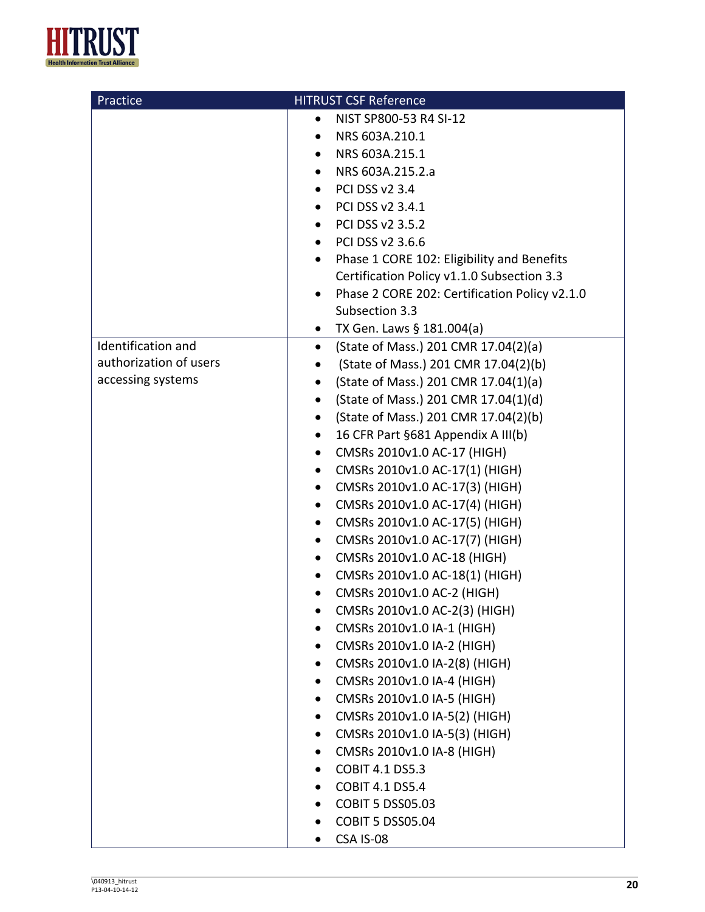| Practice | HITRUST CSF Reference |
|---|---|
| | • NIST SP800-53 R4 SI-12<br>• NRS 603A.210.1<br>• NRS 603A.215.1<br>• NRS 603A.215.2.a<br>• PCI DSS v2 3.4<br>• PCI DSS v2 3.4.1<br>• PCI DSS v2 3.5.2<br>• PCI DSS v2 3.6.6<br>• Phase 1 CORE 102: Eligibility and Benefits Certification Policy v1.1.0 Subsection 3.3<br>• Phase 2 CORE 202: Certification Policy v2.1.0 Subsection 3.3<br>• TX Gen. Laws § 181.004(a) |
| Identification and authorization of users accessing systems | • (State of Mass.) 201 CMR 17.04(2)(a)<br>• (State of Mass.) 201 CMR 17.04(2)(b)<br>• (State of Mass.) 201 CMR 17.04(1)(a)<br>• (State of Mass.) 201 CMR 17.04(1)(d)<br>• (State of Mass.) 201 CMR 17.04(2)(b)<br>• 16 CFR Part §681 Appendix A III(b)<br>• CMSRs 2010v1.0 AC-17 (HIGH)<br>• CMSRs 2010v1.0 AC-17(1) (HIGH)<br>• CMSRs 2010v1.0 AC-17(3) (HIGH)<br>• CMSRs 2010v1.0 AC-17(4) (HIGH)<br>• CMSRs 2010v1.0 AC-17(5) (HIGH)<br>• CMSRs 2010v1.0 AC-17(7) (HIGH)<br>• CMSRs 2010v1.0 AC-18 (HIGH)<br>• CMSRs 2010v1.0 AC-18(1) (HIGH)<br>• CMSRs 2010v1.0 AC-2 (HIGH)<br>• CMSRs 2010v1.0 AC-2(3) (HIGH)<br>• CMSRs 2010v1.0 IA-1 (HIGH)<br>• CMSRs 2010v1.0 IA-2 (HIGH)<br>• CMSRs 2010v1.0 IA-2(8) (HIGH)<br>• CMSRs 2010v1.0 IA-4 (HIGH)<br>• CMSRs 2010v1.0 IA-5 (HIGH)<br>• CMSRs 2010v1.0 IA-5(2) (HIGH)<br>• CMSRs 2010v1.0 IA-5(3) (HIGH)<br>• CMSRs 2010v1.0 IA-8 (HIGH)<br>• COBIT 4.1 DS5.3<br>• COBIT 4.1 DS5.4<br>• COBIT 5 DSS05.03<br>• COBIT 5 DSS05.04<br>• CSA IS-08 |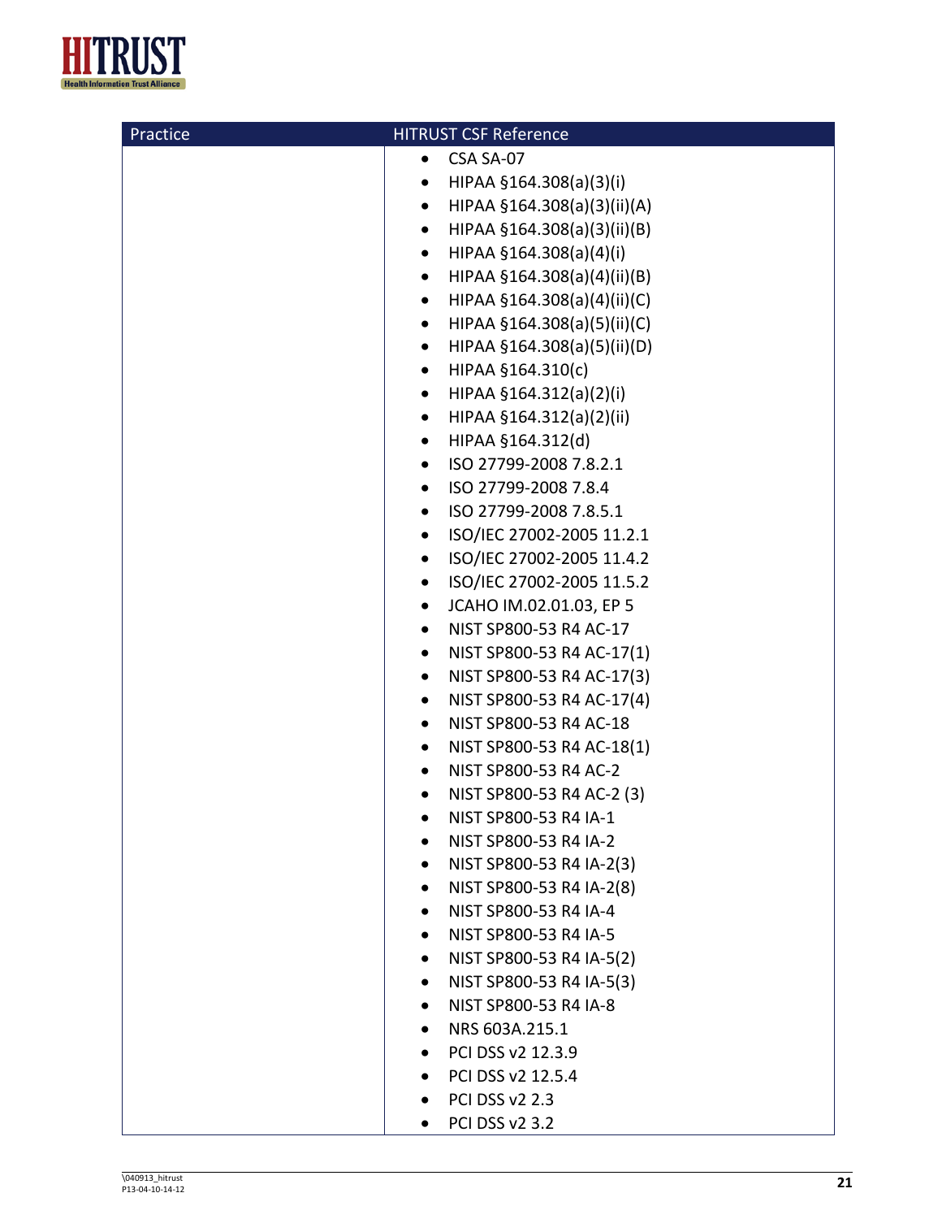| Practice | HITRUST CSF Reference |
| --- | --- |
| | • CSA SA-07<br>• HIPAA §164.308(a)(3)(i)<br>• HIPAA §164.308(a)(3)(ii)(A)<br>• HIPAA §164.308(a)(3)(ii)(B)<br>• HIPAA §164.308(a)(4)(i)<br>• HIPAA §164.308(a)(4)(ii)(B)<br>• HIPAA §164.308(a)(4)(ii)(C)<br>• HIPAA §164.308(a)(5)(ii)(C)<br>• HIPAA §164.308(a)(5)(ii)(D)<br>• HIPAA §164.310(c)<br>• HIPAA §164.312(a)(2)(i)<br>• HIPAA §164.312(a)(2)(ii)<br>• HIPAA §164.312(d)<br>• ISO 27799-2008 7.8.2.1<br>• ISO 27799-2008 7.8.4<br>• ISO 27799-2008 7.8.5.1<br>• ISO/IEC 27002-2005 11.2.1<br>• ISO/IEC 27002-2005 11.4.2<br>• ISO/IEC 27002-2005 11.5.2<br>• JCAHO IM.02.01.03, EP 5<br>• NIST SP800-53 R4 AC-17<br>• NIST SP800-53 R4 AC-17(1)<br>• NIST SP800-53 R4 AC-17(3)<br>• NIST SP800-53 R4 AC-17(4)<br>• NIST SP800-53 R4 AC-18<br>• NIST SP800-53 R4 AC-18(1)<br>• NIST SP800-53 R4 AC-2<br>• NIST SP800-53 R4 AC-2 (3)<br>• NIST SP800-53 R4 IA-1<br>• NIST SP800-53 R4 IA-2<br>• NIST SP800-53 R4 IA-2(3)<br>• NIST SP800-53 R4 IA-2(8)<br>• NIST SP800-53 R4 IA-4<br>• NIST SP800-53 R4 IA-5<br>• NIST SP800-53 R4 IA-5(2)<br>• NIST SP800-53 R4 IA-5(3)<br>• NIST SP800-53 R4 IA-8<br>• NRS 603A.215.1<br>• PCI DSS v2 12.3.9<br>• PCI DSS v2 12.5.4<br>• PCI DSS v2 2.3<br>• PCI DSS v2 3.2 |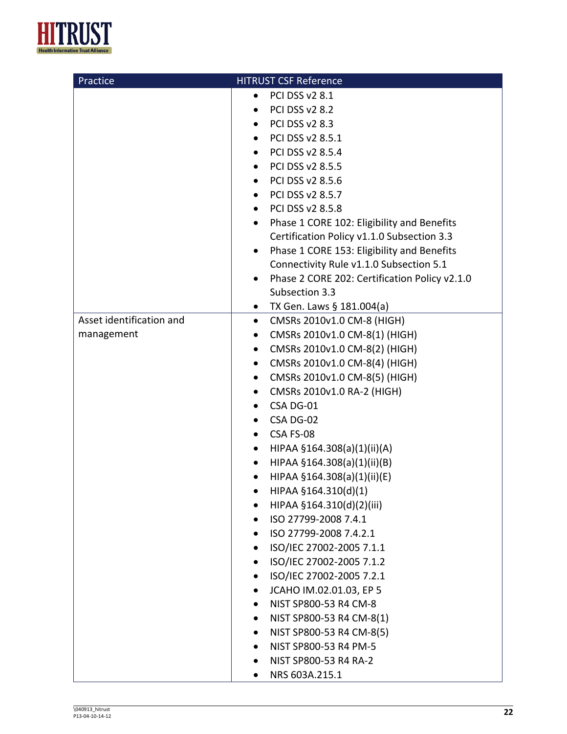| Practice | HITRUST CSF Reference |
| --- | --- |
| | • PCI DSS v2 8.1<br>• PCI DSS v2 8.2<br>• PCI DSS v2 8.3<br>• PCI DSS v2 8.5.1<br>• PCI DSS v2 8.5.4<br>• PCI DSS v2 8.5.5<br>• PCI DSS v2 8.5.6<br>• PCI DSS v2 8.5.7<br>• PCI DSS v2 8.5.8<br>• Phase 1 CORE 102: Eligibility and Benefits Certification Policy v1.1.0 Subsection 3.3<br>• Phase 1 CORE 153: Eligibility and Benefits Connectivity Rule v1.1.0 Subsection 5.1<br>• Phase 2 CORE 202: Certification Policy v2.1.0 Subsection 3.3<br>• TX Gen. Laws § 181.004(a) |
| Asset identification and management | • CMSRs 2010v1.0 CM-8 (HIGH)<br>• CMSRs 2010v1.0 CM-8(1) (HIGH)<br>• CMSRs 2010v1.0 CM-8(2) (HIGH)<br>• CMSRs 2010v1.0 CM-8(4) (HIGH)<br>• CMSRs 2010v1.0 CM-8(5) (HIGH)<br>• CMSRs 2010v1.0 RA-2 (HIGH)<br>• CSA DG-01<br>• CSA DG-02<br>• CSA FS-08<br>• HIPAA §164.308(a)(1)(ii)(A)<br>• HIPAA §164.308(a)(1)(ii)(B)<br>• HIPAA §164.308(a)(1)(ii)(E)<br>• HIPAA §164.310(d)(1)<br>• HIPAA §164.310(d)(2)(iii)<br>• ISO 27799-2008 7.4.1<br>• ISO 27799-2008 7.4.2.1<br>• ISO/IEC 27002-2005 7.1.1<br>• ISO/IEC 27002-2005 7.1.2<br>• ISO/IEC 27002-2005 7.2.1<br>• JCAHO IM.02.01.03, EP 5<br>• NIST SP800-53 R4 CM-8<br>• NIST SP800-53 R4 CM-8(1)<br>• NIST SP800-53 R4 CM-8(5)<br>• NIST SP800-53 R4 PM-5<br>• NIST SP800-53 R4 RA-2<br>• NRS 603A.215.1 |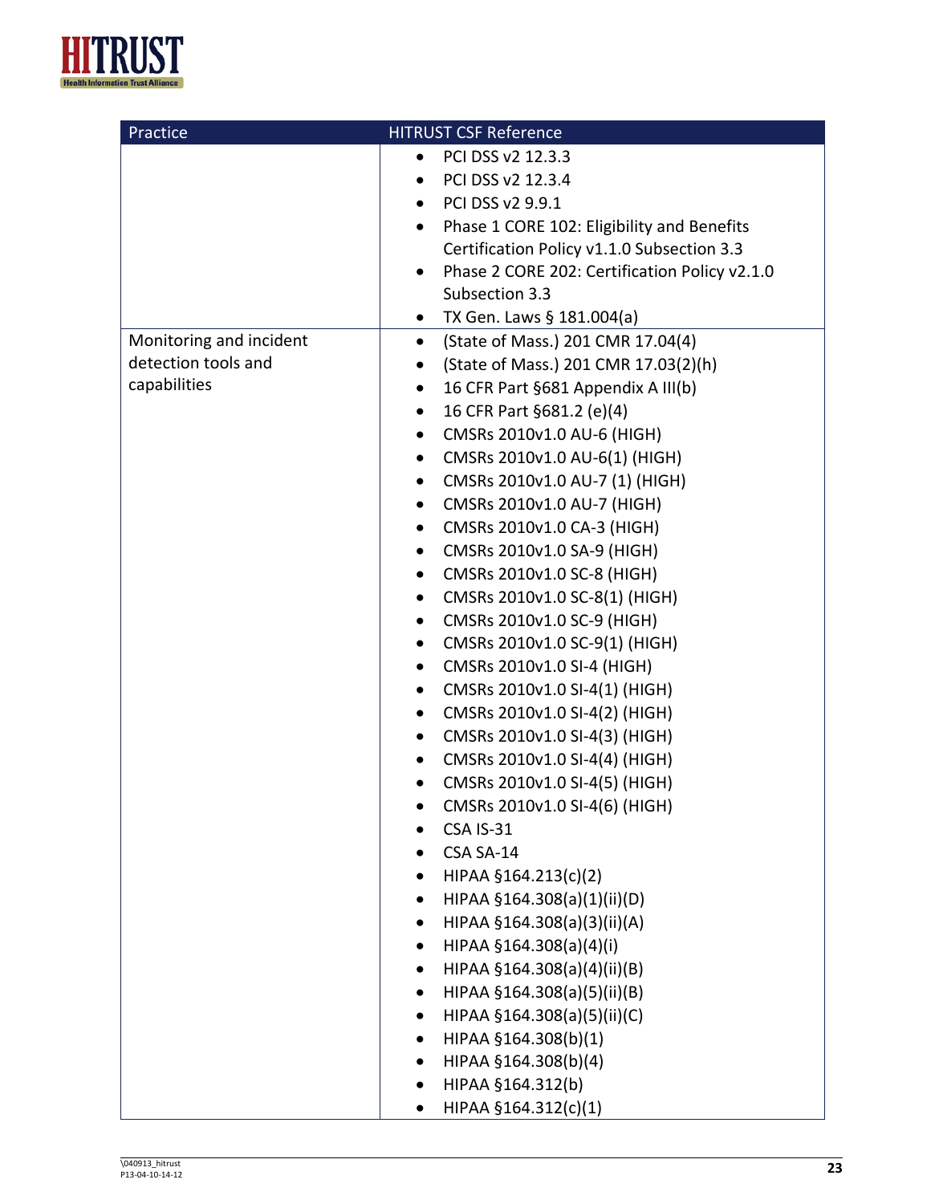| Practice | HITRUST CSF Reference |
| --- | --- |
| | • PCI DSS v2 12.3.3<br>• PCI DSS v2 12.3.4<br>• PCI DSS v2 9.9.1<br>• Phase 1 CORE 102: Eligibility and Benefits Certification Policy v1.1.0 Subsection 3.3<br>• Phase 2 CORE 202: Certification Policy v2.1.0 Subsection 3.3<br>• TX Gen. Laws § 181.004(a) |
| Monitoring and incident detection tools and capabilities | • (State of Mass.) 201 CMR 17.04(4)<br>• (State of Mass.) 201 CMR 17.03(2)(h)<br>• 16 CFR Part §681 Appendix A III(b)<br>• 16 CFR Part §681.2 (e)(4)<br>• CMSRs 2010v1.0 AU-6 (HIGH)<br>• CMSRs 2010v1.0 AU-6(1) (HIGH)<br>• CMSRs 2010v1.0 AU-7 (1) (HIGH)<br>• CMSRs 2010v1.0 AU-7 (HIGH)<br>• CMSRs 2010v1.0 CA-3 (HIGH)<br>• CMSRs 2010v1.0 SA-9 (HIGH)<br>• CMSRs 2010v1.0 SC-8 (HIGH)<br>• CMSRs 2010v1.0 SC-8(1) (HIGH)<br>• CMSRs 2010v1.0 SC-9 (HIGH)<br>• CMSRs 2010v1.0 SC-9(1) (HIGH)<br>• CMSRs 2010v1.0 SI-4 (HIGH)<br>• CMSRs 2010v1.0 SI-4(1) (HIGH)<br>• CMSRs 2010v1.0 SI-4(2) (HIGH)<br>• CMSRs 2010v1.0 SI-4(3) (HIGH)<br>• CMSRs 2010v1.0 SI-4(4) (HIGH)<br>• CMSRs 2010v1.0 SI-4(5) (HIGH)<br>• CMSRs 2010v1.0 SI-4(6) (HIGH)<br>• CSA IS-31<br>• CSA SA-14<br>• HIPAA §164.213(c)(2)<br>• HIPAA §164.308(a)(1)(ii)(D)<br>• HIPAA §164.308(a)(3)(ii)(A)<br>• HIPAA §164.308(a)(4)(i)<br>• HIPAA §164.308(a)(4)(ii)(B)<br>• HIPAA §164.308(a)(5)(ii)(B)<br>• HIPAA §164.308(a)(5)(ii)(C)<br>• HIPAA §164.308(b)(1)<br>• HIPAA §164.308(b)(4)<br>• HIPAA §164.312(b)<br>• HIPAA §164.312(c)(1) |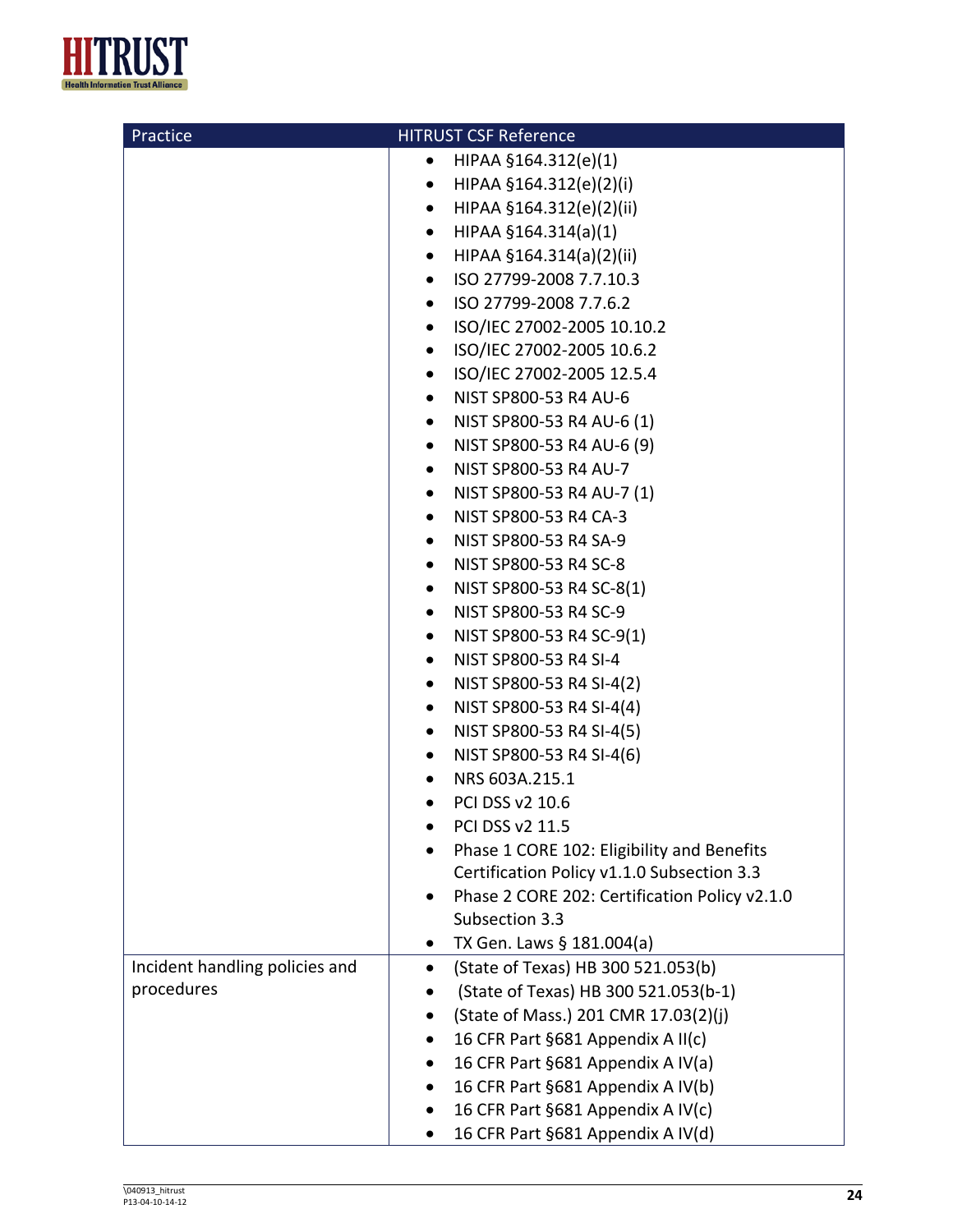| Practice | HITRUST CSF Reference |
| --- | --- |
| | • HIPAA §164.312(e)(1)<br>• HIPAA §164.312(e)(2)(i)<br>• HIPAA §164.312(e)(2)(ii)<br>• HIPAA §164.314(a)(1)<br>• HIPAA §164.314(a)(2)(ii)<br>• ISO 27799-2008 7.7.10.3<br>• ISO 27799-2008 7.7.6.2<br>• ISO/IEC 27002-2005 10.10.2<br>• ISO/IEC 27002-2005 10.6.2<br>• ISO/IEC 27002-2005 12.5.4<br>• NIST SP800-53 R4 AU-6<br>• NIST SP800-53 R4 AU-6 (1)<br>• NIST SP800-53 R4 AU-6 (9)<br>• NIST SP800-53 R4 AU-7<br>• NIST SP800-53 R4 AU-7 (1)<br>• NIST SP800-53 R4 CA-3<br>• NIST SP800-53 R4 SA-9<br>• NIST SP800-53 R4 SC-8<br>• NIST SP800-53 R4 SC-8(1)<br>• NIST SP800-53 R4 SC-9<br>• NIST SP800-53 R4 SC-9(1)<br>• NIST SP800-53 R4 SI-4<br>• NIST SP800-53 R4 SI-4(2)<br>• NIST SP800-53 R4 SI-4(4)<br>• NIST SP800-53 R4 SI-4(5)<br>• NIST SP800-53 R4 SI-4(6)<br>• NRS 603A.215.1<br>• PCI DSS v2 10.6<br>• PCI DSS v2 11.5<br>• Phase 1 CORE 102: Eligibility and Benefits Certification Policy v1.1.0 Subsection 3.3<br>• Phase 2 CORE 202: Certification Policy v2.1.0 Subsection 3.3<br>• TX Gen. Laws § 181.004(a) |
| Incident handling policies and procedures | • (State of Texas) HB 300 521.053(b)<br>• (State of Texas) HB 300 521.053(b-1)<br>• (State of Mass.) 201 CMR 17.03(2)(j)<br>• 16 CFR Part §681 Appendix A II(c)<br>• 16 CFR Part §681 Appendix A IV(a)<br>• 16 CFR Part §681 Appendix A IV(b)<br>• 16 CFR Part §681 Appendix A IV(c)<br>• 16 CFR Part §681 Appendix A IV(d) |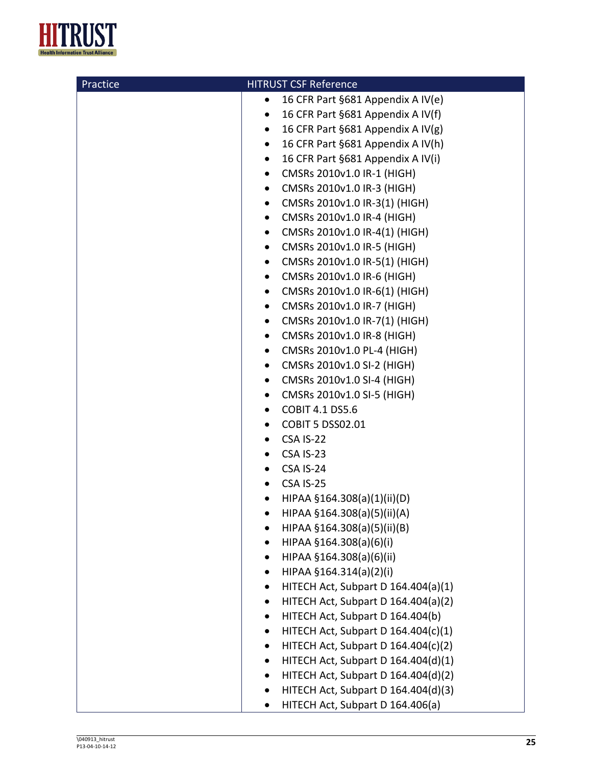| Practice | HITRUST CSF Reference |
|---|---|
| | • 16 CFR Part §681 Appendix A IV(e)<br>• 16 CFR Part §681 Appendix A IV(f)<br>• 16 CFR Part §681 Appendix A IV(g)<br>• 16 CFR Part §681 Appendix A IV(h)<br>• 16 CFR Part §681 Appendix A IV(i)<br>• CMSRs 2010v1.0 IR-1 (HIGH)<br>• CMSRs 2010v1.0 IR-3 (HIGH)<br>• CMSRs 2010v1.0 IR-3(1) (HIGH)<br>• CMSRs 2010v1.0 IR-4 (HIGH)<br>• CMSRs 2010v1.0 IR-4(1) (HIGH)<br>• CMSRs 2010v1.0 IR-5 (HIGH)<br>• CMSRs 2010v1.0 IR-5(1) (HIGH)<br>• CMSRs 2010v1.0 IR-6 (HIGH)<br>• CMSRs 2010v1.0 IR-6(1) (HIGH)<br>• CMSRs 2010v1.0 IR-7 (HIGH)<br>• CMSRs 2010v1.0 IR-7(1) (HIGH)<br>• CMSRs 2010v1.0 IR-8 (HIGH)<br>• CMSRs 2010v1.0 PL-4 (HIGH)<br>• CMSRs 2010v1.0 SI-2 (HIGH)<br>• CMSRs 2010v1.0 SI-4 (HIGH)<br>• CMSRs 2010v1.0 SI-5 (HIGH)<br>• COBIT 4.1 DS5.6<br>• COBIT 5 DSS02.01<br>• CSA IS-22<br>• CSA IS-23<br>• CSA IS-24<br>• CSA IS-25<br>• HIPAA §164.308(a)(1)(ii)(D)<br>• HIPAA §164.308(a)(5)(ii)(A)<br>• HIPAA §164.308(a)(5)(ii)(B)<br>• HIPAA §164.308(a)(6)(i)<br>• HIPAA §164.308(a)(6)(ii)<br>• HIPAA §164.314(a)(2)(i)<br>• HITECH Act, Subpart D 164.404(a)(1)<br>• HITECH Act, Subpart D 164.404(a)(2)<br>• HITECH Act, Subpart D 164.404(b)<br>• HITECH Act, Subpart D 164.404(c)(1)<br>• HITECH Act, Subpart D 164.404(c)(2)<br>• HITECH Act, Subpart D 164.404(d)(1)<br>• HITECH Act, Subpart D 164.404(d)(2)<br>• HITECH Act, Subpart D 164.404(d)(3)<br>• HITECH Act, Subpart D 164.406(a) |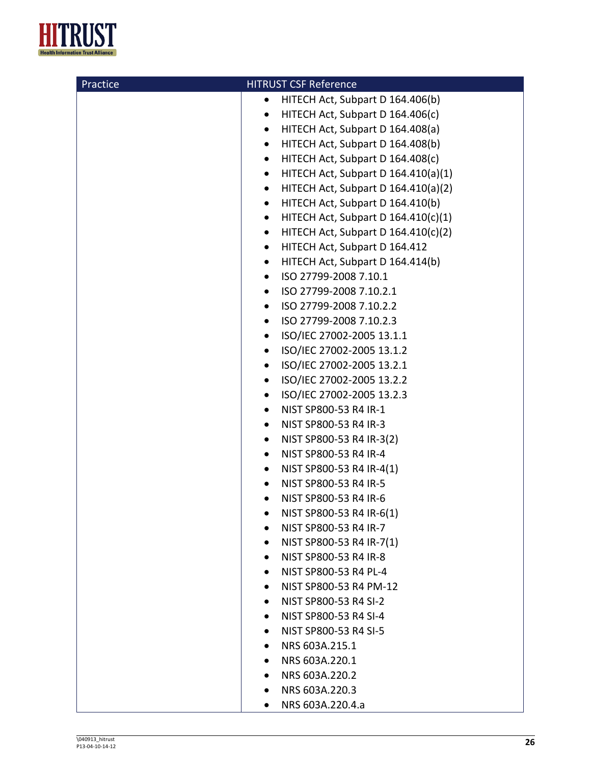| Practice | HITRUST CSF Reference |
|---|---|
| | • HITECH Act, Subpart D 164.406(b)<br>• HITECH Act, Subpart D 164.406(c)<br>• HITECH Act, Subpart D 164.408(a)<br>• HITECH Act, Subpart D 164.408(b)<br>• HITECH Act, Subpart D 164.408(c)<br>• HITECH Act, Subpart D 164.410(a)(1)<br>• HITECH Act, Subpart D 164.410(a)(2)<br>• HITECH Act, Subpart D 164.410(b)<br>• HITECH Act, Subpart D 164.410(c)(1)<br>• HITECH Act, Subpart D 164.410(c)(2)<br>• HITECH Act, Subpart D 164.412<br>• HITECH Act, Subpart D 164.414(b)<br>• ISO 27799-2008 7.10.1<br>• ISO 27799-2008 7.10.2.1<br>• ISO 27799-2008 7.10.2.2<br>• ISO 27799-2008 7.10.2.3<br>• ISO/IEC 27002-2005 13.1.1<br>• ISO/IEC 27002-2005 13.1.2<br>• ISO/IEC 27002-2005 13.2.1<br>• ISO/IEC 27002-2005 13.2.2<br>• ISO/IEC 27002-2005 13.2.3<br>• NIST SP800-53 R4 IR-1<br>• NIST SP800-53 R4 IR-3<br>• NIST SP800-53 R4 IR-3(2)<br>• NIST SP800-53 R4 IR-4<br>• NIST SP800-53 R4 IR-4(1)<br>• NIST SP800-53 R4 IR-5<br>• NIST SP800-53 R4 IR-6<br>• NIST SP800-53 R4 IR-6(1)<br>• NIST SP800-53 R4 IR-7<br>• NIST SP800-53 R4 IR-7(1)<br>• NIST SP800-53 R4 IR-8<br>• NIST SP800-53 R4 PL-4<br>• NIST SP800-53 R4 PM-12<br>• NIST SP800-53 R4 SI-2<br>• NIST SP800-53 R4 SI-4<br>• NIST SP800-53 R4 SI-5<br>• NRS 603A.215.1<br>• NRS 603A.220.1<br>• NRS 603A.220.2<br>• NRS 603A.220.3<br>• NRS 603A.220.4.a |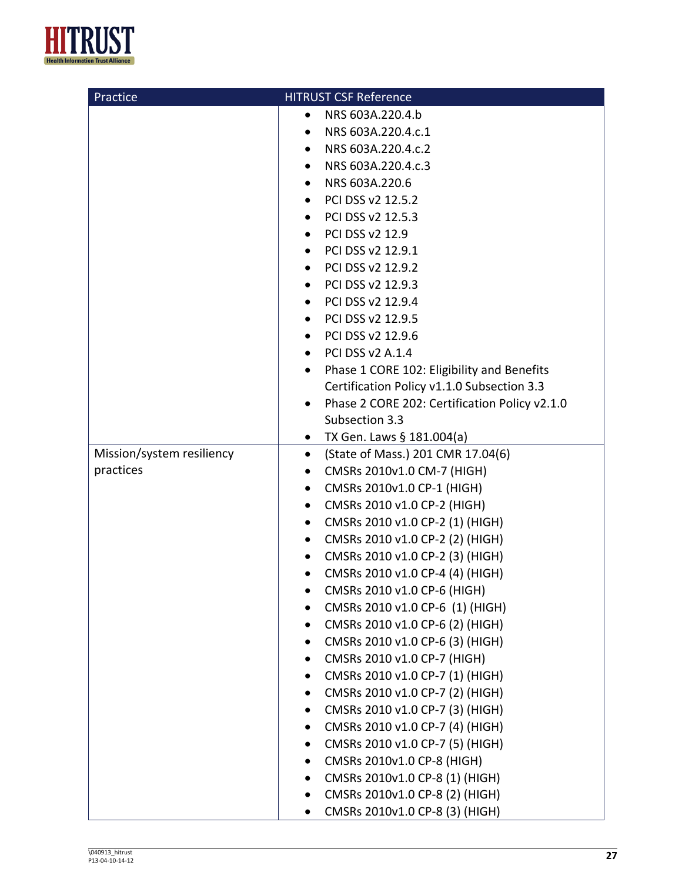| Practice | HITRUST CSF Reference |
| --- | --- |
| | • NRS 603A.220.4.b<br>• NRS 603A.220.4.c.1<br>• NRS 603A.220.4.c.2<br>• NRS 603A.220.4.c.3<br>• NRS 603A.220.6<br>• PCI DSS v2 12.5.2<br>• PCI DSS v2 12.5.3<br>• PCI DSS v2 12.9<br>• PCI DSS v2 12.9.1<br>• PCI DSS v2 12.9.2<br>• PCI DSS v2 12.9.3<br>• PCI DSS v2 12.9.4<br>• PCI DSS v2 12.9.5<br>• PCI DSS v2 12.9.6<br>• PCI DSS v2 A.1.4<br>• Phase 1 CORE 102: Eligibility and Benefits Certification Policy v1.1.0 Subsection 3.3<br>• Phase 2 CORE 202: Certification Policy v2.1.0 Subsection 3.3<br>• TX Gen. Laws § 181.004(a) |
| Mission/system resiliency practices | • (State of Mass.) 201 CMR 17.04(6)<br>• CMSRs 2010v1.0 CM-7 (HIGH)<br>• CMSRs 2010v1.0 CP-1 (HIGH)<br>• CMSRs 2010 v1.0 CP-2 (HIGH)<br>• CMSRs 2010 v1.0 CP-2 (1) (HIGH)<br>• CMSRs 2010 v1.0 CP-2 (2) (HIGH)<br>• CMSRs 2010 v1.0 CP-2 (3) (HIGH)<br>• CMSRs 2010 v1.0 CP-4 (4) (HIGH)<br>• CMSRs 2010 v1.0 CP-6 (HIGH)<br>• CMSRs 2010 v1.0 CP-6 (1) (HIGH)<br>• CMSRs 2010 v1.0 CP-6 (2) (HIGH)<br>• CMSRs 2010 v1.0 CP-6 (3) (HIGH)<br>• CMSRs 2010 v1.0 CP-7 (HIGH)<br>• CMSRs 2010 v1.0 CP-7 (1) (HIGH)<br>• CMSRs 2010 v1.0 CP-7 (2) (HIGH)<br>• CMSRs 2010 v1.0 CP-7 (3) (HIGH)<br>• CMSRs 2010 v1.0 CP-7 (4) (HIGH)<br>• CMSRs 2010 v1.0 CP-7 (5) (HIGH)<br>• CMSRs 2010v1.0 CP-8 (HIGH)<br>• CMSRs 2010v1.0 CP-8 (1) (HIGH)<br>• CMSRs 2010v1.0 CP-8 (2) (HIGH)<br>• CMSRs 2010v1.0 CP-8 (3) (HIGH) |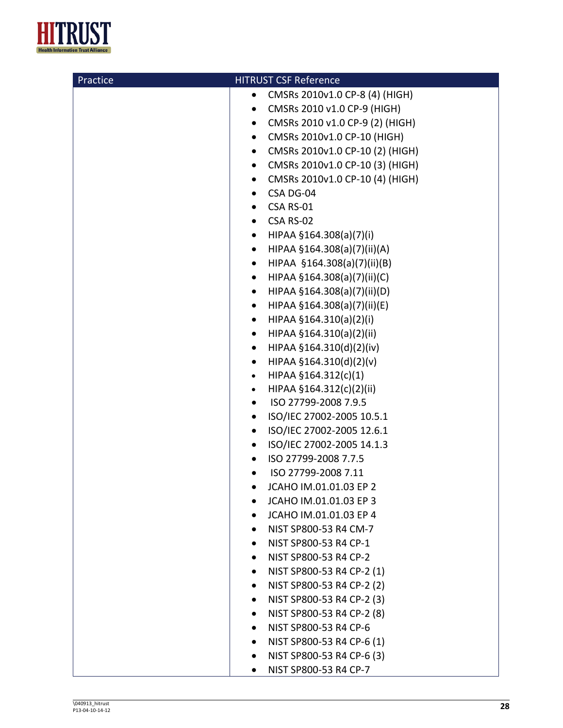| Practice | HITRUST CSF Reference |
|---|---|
| | • CMSRs 2010v1.0 CP-8 (4) (HIGH)<br>• CMSRs 2010 v1.0 CP-9 (HIGH)<br>• CMSRs 2010 v1.0 CP-9 (2) (HIGH)<br>• CMSRs 2010v1.0 CP-10 (HIGH)<br>• CMSRs 2010v1.0 CP-10 (2) (HIGH)<br>• CMSRs 2010v1.0 CP-10 (3) (HIGH)<br>• CMSRs 2010v1.0 CP-10 (4) (HIGH)<br>• CSA DG-04<br>• CSA RS-01<br>• CSA RS-02<br>• HIPAA §164.308(a)(7)(i)<br>• HIPAA §164.308(a)(7)(ii)(A)<br>• HIPAA §164.308(a)(7)(ii)(B)<br>• HIPAA §164.308(a)(7)(ii)(C)<br>• HIPAA §164.308(a)(7)(ii)(D)<br>• HIPAA §164.308(a)(7)(ii)(E)<br>• HIPAA §164.310(a)(2)(i)<br>• HIPAA §164.310(a)(2)(ii)<br>• HIPAA §164.310(d)(2)(iv)<br>• HIPAA §164.310(d)(2)(v)<br>• HIPAA §164.312(c)(1)<br>• HIPAA §164.312(c)(2)(ii)<br>• ISO 27799-2008 7.9.5<br>• ISO/IEC 27002-2005 10.5.1<br>• ISO/IEC 27002-2005 12.6.1<br>• ISO/IEC 27002-2005 14.1.3<br>• ISO 27799-2008 7.7.5<br>• ISO 27799-2008 7.11<br>• JCAHO IM.01.01.03 EP 2<br>• JCAHO IM.01.01.03 EP 3<br>• JCAHO IM.01.01.03 EP 4<br>• NIST SP800-53 R4 CM-7<br>• NIST SP800-53 R4 CP-1<br>• NIST SP800-53 R4 CP-2<br>• NIST SP800-53 R4 CP-2 (1)<br>• NIST SP800-53 R4 CP-2 (2)<br>• NIST SP800-53 R4 CP-2 (3)<br>• NIST SP800-53 R4 CP-2 (8)<br>• NIST SP800-53 R4 CP-6<br>• NIST SP800-53 R4 CP-6 (1)<br>• NIST SP800-53 R4 CP-6 (3)<br>• NIST SP800-53 R4 CP-7 |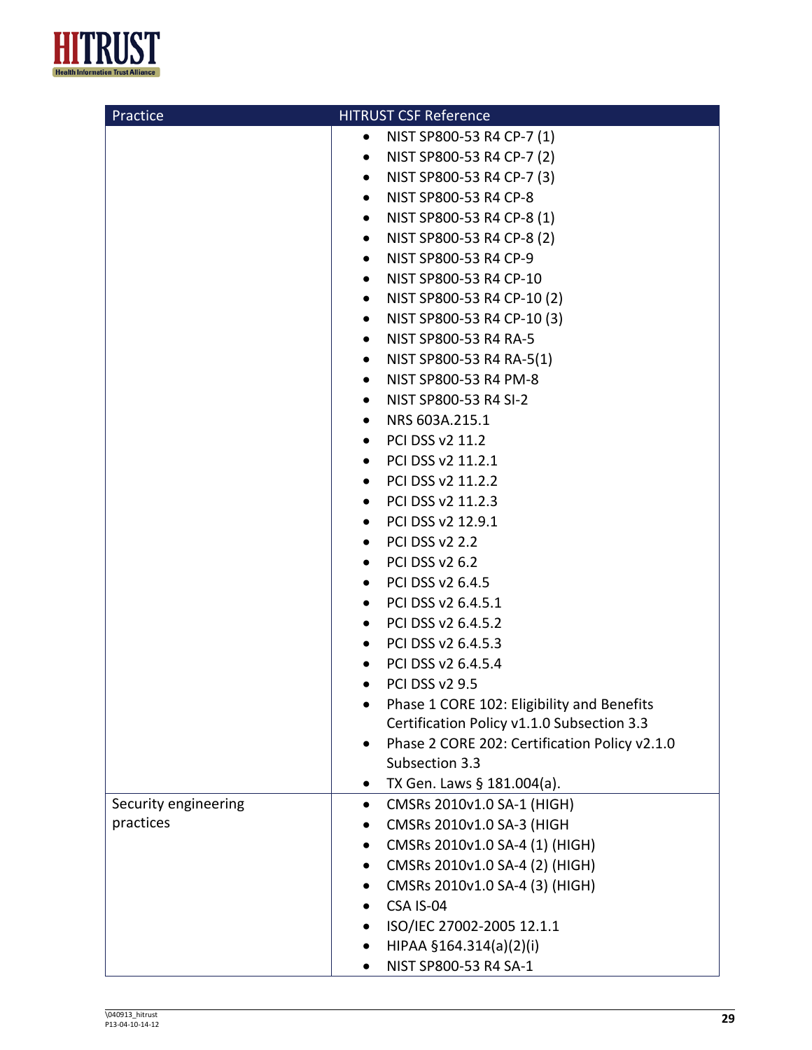| Practice | HITRUST CSF Reference |
|---|---|
| | • NIST SP800-53 R4 CP-7 (1)<br>• NIST SP800-53 R4 CP-7 (2)<br>• NIST SP800-53 R4 CP-7 (3)<br>• NIST SP800-53 R4 CP-8<br>• NIST SP800-53 R4 CP-8 (1)<br>• NIST SP800-53 R4 CP-8 (2)<br>• NIST SP800-53 R4 CP-9<br>• NIST SP800-53 R4 CP-10<br>• NIST SP800-53 R4 CP-10 (2)<br>• NIST SP800-53 R4 CP-10 (3)<br>• NIST SP800-53 R4 RA-5<br>• NIST SP800-53 R4 RA-5(1)<br>• NIST SP800-53 R4 PM-8<br>• NIST SP800-53 R4 SI-2<br>• NRS 603A.215.1<br>• PCI DSS v2 11.2<br>• PCI DSS v2 11.2.1<br>• PCI DSS v2 11.2.2<br>• PCI DSS v2 11.2.3<br>• PCI DSS v2 12.9.1<br>• PCI DSS v2 2.2<br>• PCI DSS v2 6.2<br>• PCI DSS v2 6.4.5<br>• PCI DSS v2 6.4.5.1<br>• PCI DSS v2 6.4.5.2<br>• PCI DSS v2 6.4.5.3<br>• PCI DSS v2 6.4.5.4<br>• PCI DSS v2 9.5<br>• Phase 1 CORE 102: Eligibility and Benefits Certification Policy v1.1.0 Subsection 3.3<br>• Phase 2 CORE 202: Certification Policy v2.1.0 Subsection 3.3<br>• TX Gen. Laws § 181.004(a). |
| Security engineering practices | • CMSRs 2010v1.0 SA-1 (HIGH)<br>• CMSRs 2010v1.0 SA-3 (HIGH<br>• CMSRs 2010v1.0 SA-4 (1) (HIGH)<br>• CMSRs 2010v1.0 SA-4 (2) (HIGH)<br>• CMSRs 2010v1.0 SA-4 (3) (HIGH)<br>• CSA IS-04<br>• ISO/IEC 27002-2005 12.1.1<br>• HIPAA §164.314(a)(2)(i)<br>• NIST SP800-53 R4 SA-1 |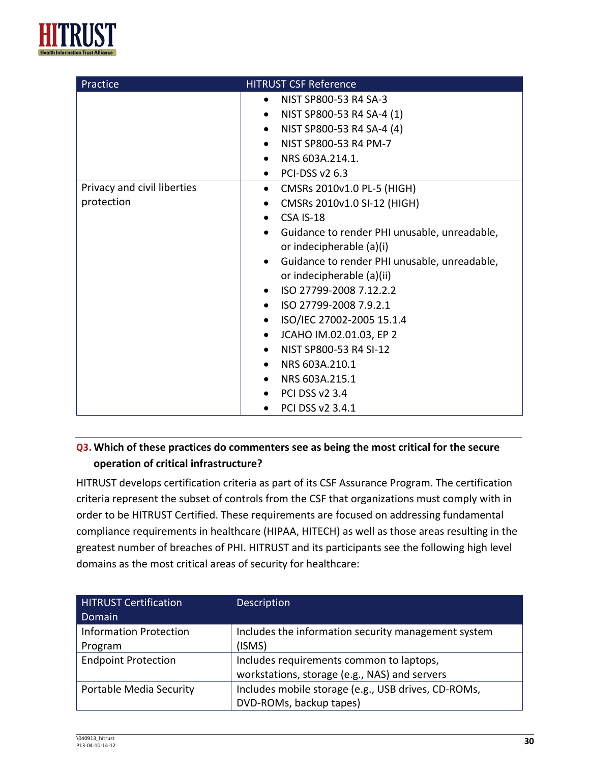| Practice | HITRUST CSF Reference |
| --- | --- |
| | • NIST SP800-53 R4 SA-3<br>• NIST SP800-53 R4 SA-4 (1)<br>• NIST SP800-53 R4 SA-4 (4)<br>• NIST SP800-53 R4 PM-7<br>• NRS 603A.214.1.<br>• PCI-DSS v2 6.3 |
| Privacy and civil liberties protection | • CMSRs 2010v1.0 PL-5 (HIGH)<br>• CMSRs 2010v1.0 SI-12 (HIGH)<br>• CSA IS-18<br>• Guidance to render PHI unusable, unreadable, or indecipherable (a)(i)<br>• Guidance to render PHI unusable, unreadable, or indecipherable (a)(ii)<br>• ISO 27799-2008 7.12.2.2<br>• ISO 27799-2008 7.9.2.1<br>• ISO/IEC 27002-2005 15.1.4<br>• JCAHO IM.02.01.03, EP 2<br>• NIST SP800-53 R4 SI-12<br>• NRS 603A.210.1<br>• NRS 603A.215.1<br>• PCI DSS v2 3.4<br>• PCI DSS v2 3.4.1 |

**Q3. Which of these practices do commenters see as being the most critical for the secure operation of critical infrastructure?**

HITRUST develops certification criteria as part of its CSF Assurance Program. The certification criteria represent the subset of controls from the CSF that organizations must comply with in order to be HITRUST Certified. These requirements are focused on addressing fundamental compliance requirements in healthcare (HIPAA, HITECH) as well as those areas resulting in the greatest number of breaches of PHI. HITRUST and its participants see the following high level domains as the most critical areas of security for healthcare:

| HITRUST Certification Domain | Description |
| --- | --- |
| Information Protection Program | Includes the information security management system (ISMS) |
| Endpoint Protection | Includes requirements common to laptops, workstations, storage (e.g., NAS) and servers |
| Portable Media Security | Includes mobile storage (e.g., USB drives, CD-ROMs, DVD-ROMs, backup tapes) |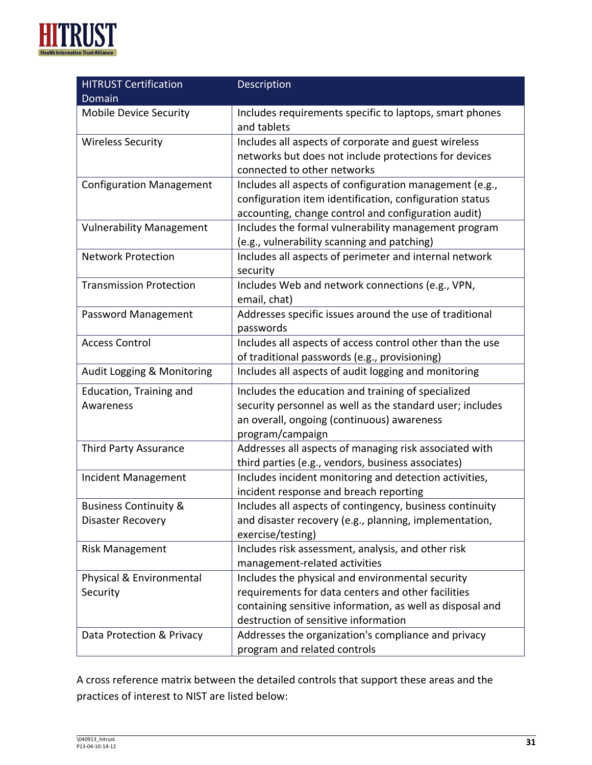| HITRUST Certification Domain | Description |
|---|---|
| Mobile Device Security | Includes requirements specific to laptops, smart phones and tablets |
| Wireless Security | Includes all aspects of corporate and guest wireless networks but does not include protections for devices connected to other networks |
| Configuration Management | Includes all aspects of configuration management (e.g., configuration item identification, configuration status accounting, change control and configuration audit) |
| Vulnerability Management | Includes the formal vulnerability management program (e.g., vulnerability scanning and patching) |
| Network Protection | Includes all aspects of perimeter and internal network security |
| Transmission Protection | Includes Web and network connections (e.g., VPN, email, chat) |
| Password Management | Addresses specific issues around the use of traditional passwords |
| Access Control | Includes all aspects of access control other than the use of traditional passwords (e.g., provisioning) |
| Audit Logging & Monitoring | Includes all aspects of audit logging and monitoring |
| Education, Training and Awareness | Includes the education and training of specialized security personnel as well as the standard user; includes an overall, ongoing (continuous) awareness program/campaign |
| Third Party Assurance | Addresses all aspects of managing risk associated with third parties (e.g., vendors, business associates) |
| Incident Management | Includes incident monitoring and detection activities, incident response and breach reporting |
| Business Continuity & Disaster Recovery | Includes all aspects of contingency, business continuity and disaster recovery (e.g., planning, implementation, exercise/testing) |
| Risk Management | Includes risk assessment, analysis, and other risk management-related activities |
| Physical & Environmental Security | Includes the physical and environmental security requirements for data centers and other facilities containing sensitive information, as well as disposal and destruction of sensitive information |
| Data Protection & Privacy | Addresses the organization's compliance and privacy program and related controls |

A cross reference matrix between the detailed controls that support these areas and the practices of interest to NIST are listed below: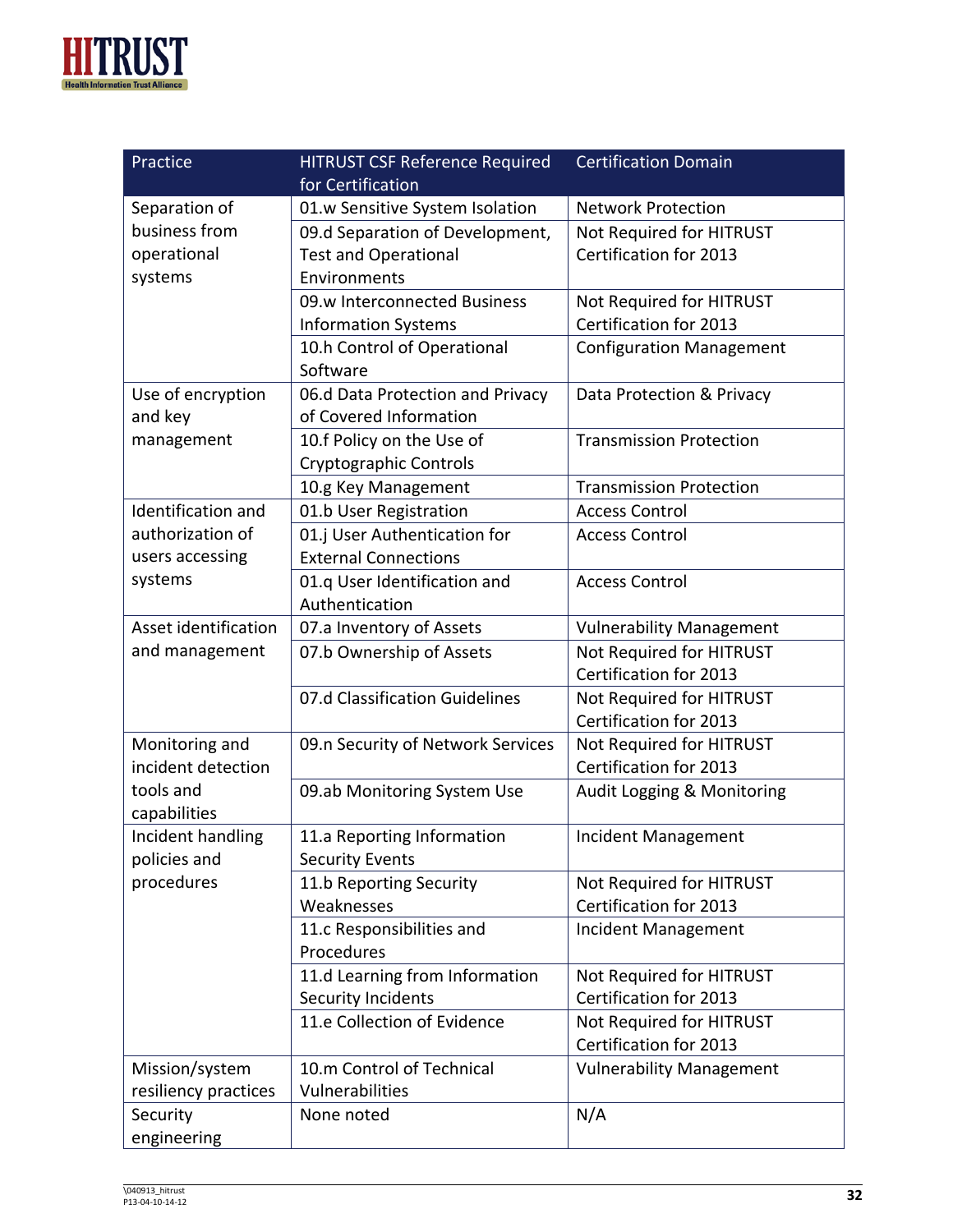| Practice | HITRUST CSF Reference Required for Certification | Certification Domain |
| --- | --- | --- |
| Separation of business from operational systems | 01.w Sensitive System Isolation | Network Protection |
| | 09.d Separation of Development, Test and Operational Environments | Not Required for HITRUST Certification for 2013 |
| | 09.w Interconnected Business Information Systems | Not Required for HITRUST Certification for 2013 |
| | 10.h Control of Operational Software | Configuration Management |
| Use of encryption and key management | 06.d Data Protection and Privacy of Covered Information | Data Protection & Privacy |
| | 10.f Policy on the Use of Cryptographic Controls | Transmission Protection |
| | 10.g Key Management | Transmission Protection |
| Identification and authorization of users accessing systems | 01.b User Registration | Access Control |
| | 01.j User Authentication for External Connections | Access Control |
| | 01.q User Identification and Authentication | Access Control |
| Asset identification and management | 07.a Inventory of Assets | Vulnerability Management |
| | 07.b Ownership of Assets | Not Required for HITRUST Certification for 2013 |
| | 07.d Classification Guidelines | Not Required for HITRUST Certification for 2013 |
| Monitoring and incident detection tools and capabilities | 09.n Security of Network Services | Not Required for HITRUST Certification for 2013 |
| | 09.ab Monitoring System Use | Audit Logging & Monitoring |
| Incident handling policies and procedures | 11.a Reporting Information Security Events | Incident Management |
| | 11.b Reporting Security Weaknesses | Not Required for HITRUST Certification for 2013 |
| | 11.c Responsibilities and Procedures | Incident Management |
| | 11.d Learning from Information Security Incidents | Not Required for HITRUST Certification for 2013 |
| | 11.e Collection of Evidence | Not Required for HITRUST Certification for 2013 |
| Mission/system resiliency practices | 10.m Control of Technical Vulnerabilities | Vulnerability Management |
| Security engineering | None noted | N/A |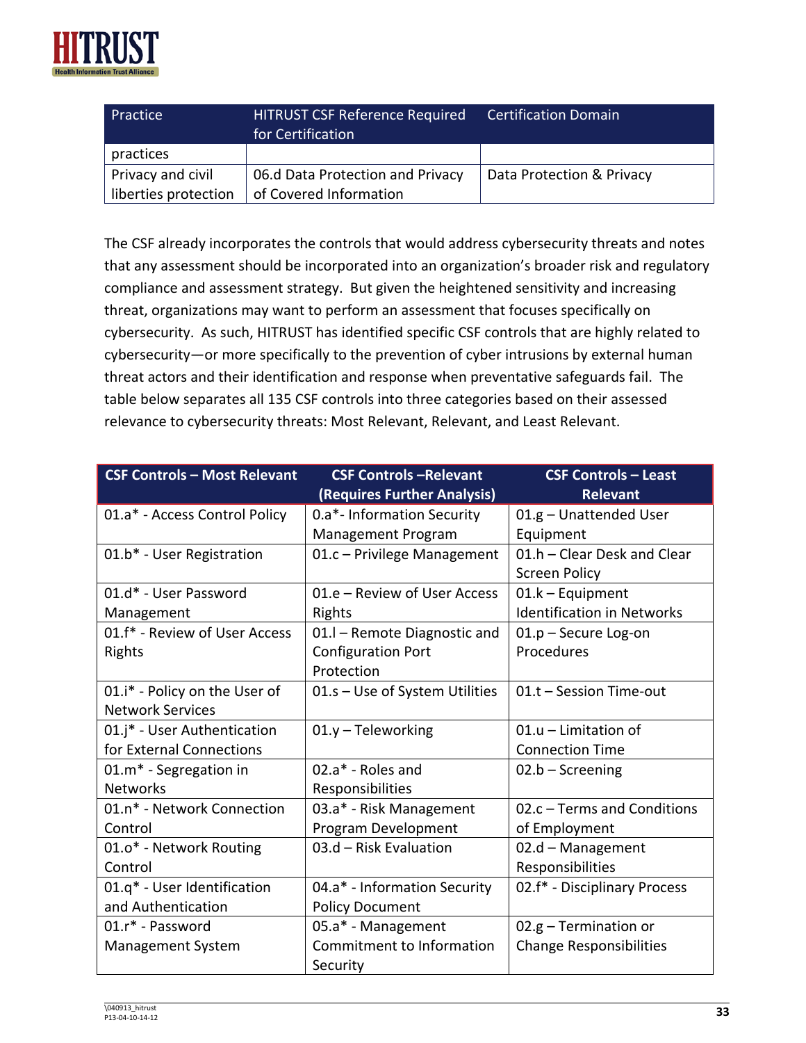| Practice | HITRUST CSF Reference Required for Certification | Certification Domain |
|---|---|---|
| practices | | |
| Privacy and civil liberties protection | 06.d Data Protection and Privacy of Covered Information | Data Protection & Privacy |

The CSF already incorporates the controls that would address cybersecurity threats and notes that any assessment should be incorporated into an organization's broader risk and regulatory compliance and assessment strategy. But given the heightened sensitivity and increasing threat, organizations may want to perform an assessment that focuses specifically on cybersecurity. As such, HITRUST has identified specific CSF controls that are highly related to cybersecurity—or more specifically to the prevention of cyber intrusions by external human threat actors and their identification and response when preventative safeguards fail. The table below separates all 135 CSF controls into three categories based on their assessed relevance to cybersecurity threats: Most Relevant, Relevant, and Least Relevant.

| CSF Controls – Most Relevant | CSF Controls –Relevant (Requires Further Analysis) | CSF Controls – Least Relevant |
|---|---|---|
| 01.a* - Access Control Policy | 0.a*- Information Security Management Program | 01.g – Unattended User Equipment |
| 01.b* - User Registration | 01.c – Privilege Management | 01.h – Clear Desk and Clear Screen Policy |
| 01.d* - User Password Management | 01.e – Review of User Access Rights | 01.k – Equipment Identification in Networks |
| 01.f* - Review of User Access Rights | 01.l – Remote Diagnostic and Configuration Port Protection | 01.p – Secure Log-on Procedures |
| 01.i* - Policy on the User of Network Services | 01.s – Use of System Utilities | 01.t – Session Time-out |
| 01.j* - User Authentication for External Connections | 01.y – Teleworking | 01.u – Limitation of Connection Time |
| 01.m* - Segregation in Networks | 02.a* - Roles and Responsibilities | 02.b – Screening |
| 01.n* - Network Connection Control | 03.a* - Risk Management Program Development | 02.c – Terms and Conditions of Employment |
| 01.o* - Network Routing Control | 03.d – Risk Evaluation | 02.d – Management Responsibilities |
| 01.q* - User Identification and Authentication | 04.a* - Information Security Policy Document | 02.f* - Disciplinary Process |
| 01.r* - Password Management System | 05.a* - Management Commitment to Information Security | 02.g – Termination or Change Responsibilities |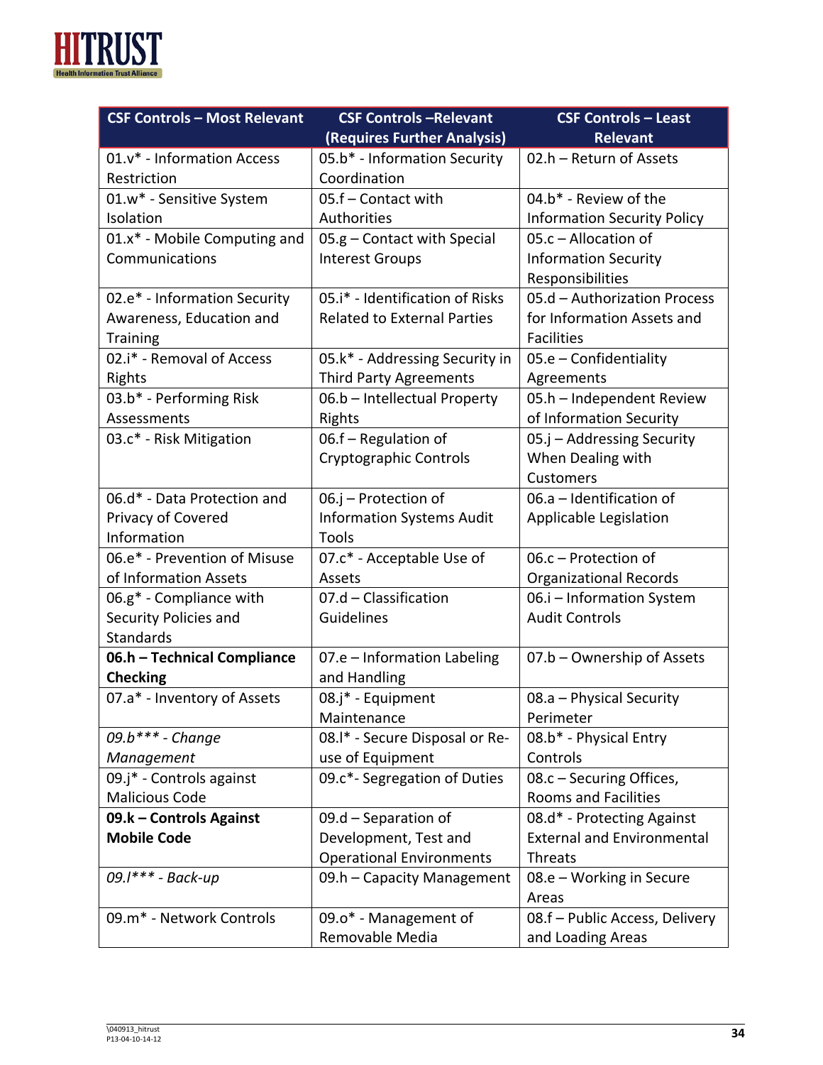| CSF Controls – Most Relevant | CSF Controls –Relevant (Requires Further Analysis) | CSF Controls – Least Relevant |
|---|---|---|
| 01.v* - Information Access Restriction | 05.b* - Information Security Coordination | 02.h – Return of Assets |
| 01.w* - Sensitive System Isolation | 05.f – Contact with Authorities | 04.b* - Review of the Information Security Policy |
| 01.x* - Mobile Computing and Communications | 05.g – Contact with Special Interest Groups | 05.c – Allocation of Information Security Responsibilities |
| 02.e* - Information Security Awareness, Education and Training | 05.i* - Identification of Risks Related to External Parties | 05.d – Authorization Process for Information Assets and Facilities |
| 02.i* - Removal of Access Rights | 05.k* - Addressing Security in Third Party Agreements | 05.e – Confidentiality Agreements |
| 03.b* - Performing Risk Assessments | 06.b – Intellectual Property Rights | 05.h – Independent Review of Information Security |
| 03.c* - Risk Mitigation | 06.f – Regulation of Cryptographic Controls | 05.j – Addressing Security When Dealing with Customers |
| 06.d* - Data Protection and Privacy of Covered Information | 06.j – Protection of Information Systems Audit Tools | 06.a – Identification of Applicable Legislation |
| 06.e* - Prevention of Misuse of Information Assets | 07.c* - Acceptable Use of Assets | 06.c – Protection of Organizational Records |
| 06.g* - Compliance with Security Policies and Standards | 07.d – Classification Guidelines | 06.i – Information System Audit Controls |
| **06.h – Technical Compliance Checking** | 07.e – Information Labeling and Handling | 07.b – Ownership of Assets |
| 07.a* - Inventory of Assets | 08.j* - Equipment Maintenance | 08.a – Physical Security Perimeter |
| *09.b*** - Change Management* | 08.l* - Secure Disposal or Re-use of Equipment | 08.b* - Physical Entry Controls |
| 09.j* - Controls against Malicious Code | 09.c*- Segregation of Duties | 08.c – Securing Offices, Rooms and Facilities |
| **09.k – Controls Against Mobile Code** | 09.d – Separation of Development, Test and Operational Environments | 08.d* - Protecting Against External and Environmental Threats |
| *09.l*** - Back-up* | 09.h – Capacity Management | 08.e – Working in Secure Areas |
| 09.m* - Network Controls | 09.o* - Management of Removable Media | 08.f – Public Access, Delivery and Loading Areas |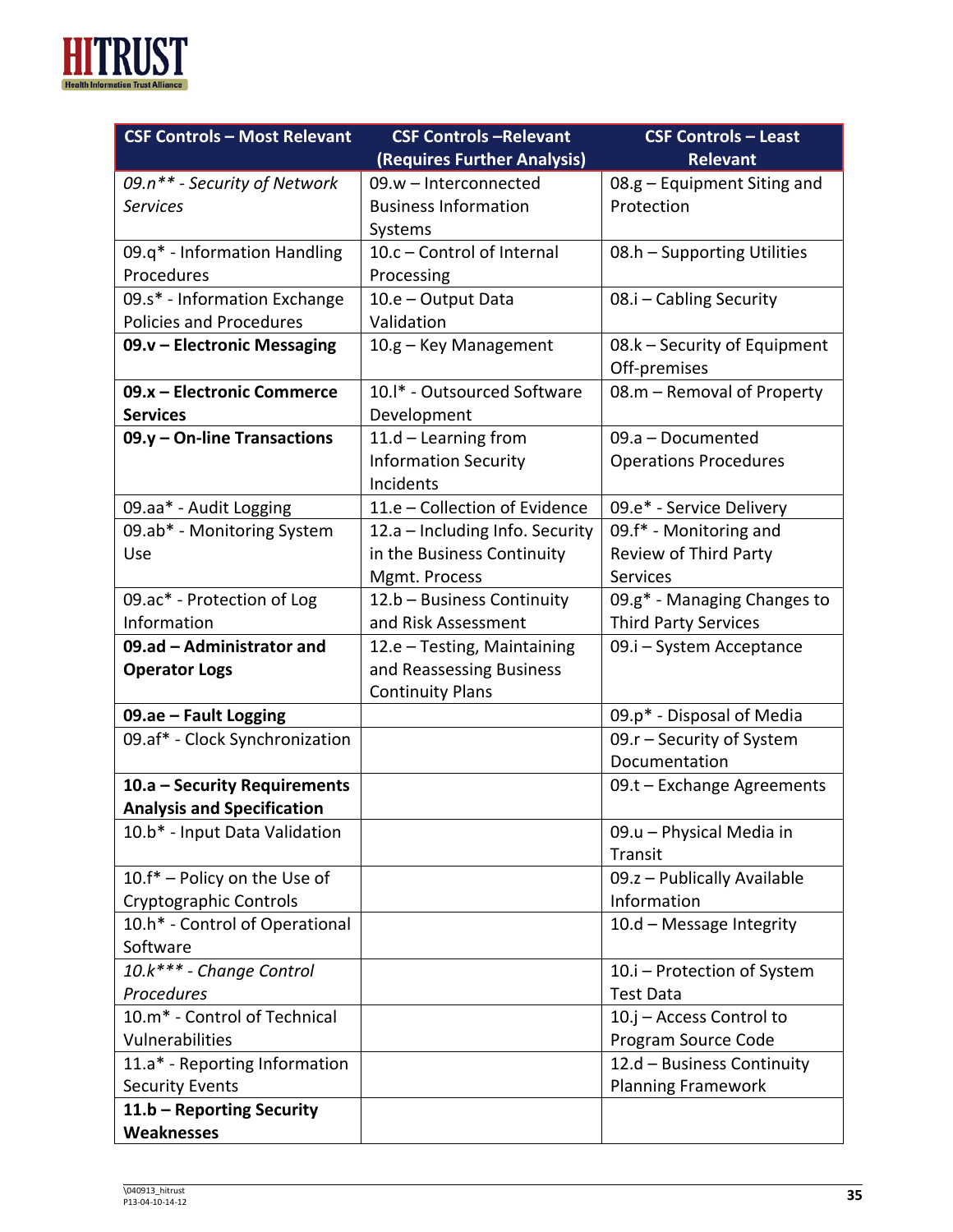| CSF Controls – Most Relevant | CSF Controls –Relevant (Requires Further Analysis) | CSF Controls – Least Relevant |
|---|---|---|
| *09.n** - Security of Network Services* | 09.w – Interconnected Business Information Systems | 08.g – Equipment Siting and Protection |
| 09.q* - Information Handling Procedures | 10.c – Control of Internal Processing | 08.h – Supporting Utilities |
| 09.s* - Information Exchange Policies and Procedures | 10.e – Output Data Validation | 08.i – Cabling Security |
| **09.v – Electronic Messaging** | 10.g – Key Management | 08.k – Security of Equipment Off-premises |
| **09.x – Electronic Commerce Services** | 10.l* - Outsourced Software Development | 08.m – Removal of Property |
| **09.y – On-line Transactions** | 11.d – Learning from Information Security Incidents | 09.a – Documented Operations Procedures |
| 09.aa* - Audit Logging | 11.e – Collection of Evidence | 09.e* - Service Delivery |
| 09.ab* - Monitoring System Use | 12.a – Including Info. Security in the Business Continuity Mgmt. Process | 09.f* - Monitoring and Review of Third Party Services |
| 09.ac* - Protection of Log Information | 12.b – Business Continuity and Risk Assessment | 09.g* - Managing Changes to Third Party Services |
| **09.ad – Administrator and Operator Logs** | 12.e – Testing, Maintaining and Reassessing Business Continuity Plans | 09.i – System Acceptance |
| **09.ae – Fault Logging** | | 09.p* - Disposal of Media |
| 09.af* - Clock Synchronization | | 09.r – Security of System Documentation |
| **10.a – Security Requirements Analysis and Specification** | | 09.t – Exchange Agreements |
| 10.b* - Input Data Validation | | 09.u – Physical Media in Transit |
| 10.f* – Policy on the Use of Cryptographic Controls | | 09.z – Publically Available Information |
| 10.h* - Control of Operational Software | | 10.d – Message Integrity |
| *10.k*** - Change Control Procedures* | | 10.i – Protection of System Test Data |
| 10.m* - Control of Technical Vulnerabilities | | 10.j – Access Control to Program Source Code |
| 11.a* - Reporting Information Security Events | | 12.d – Business Continuity Planning Framework |
| **11.b – Reporting Security Weaknesses** | | |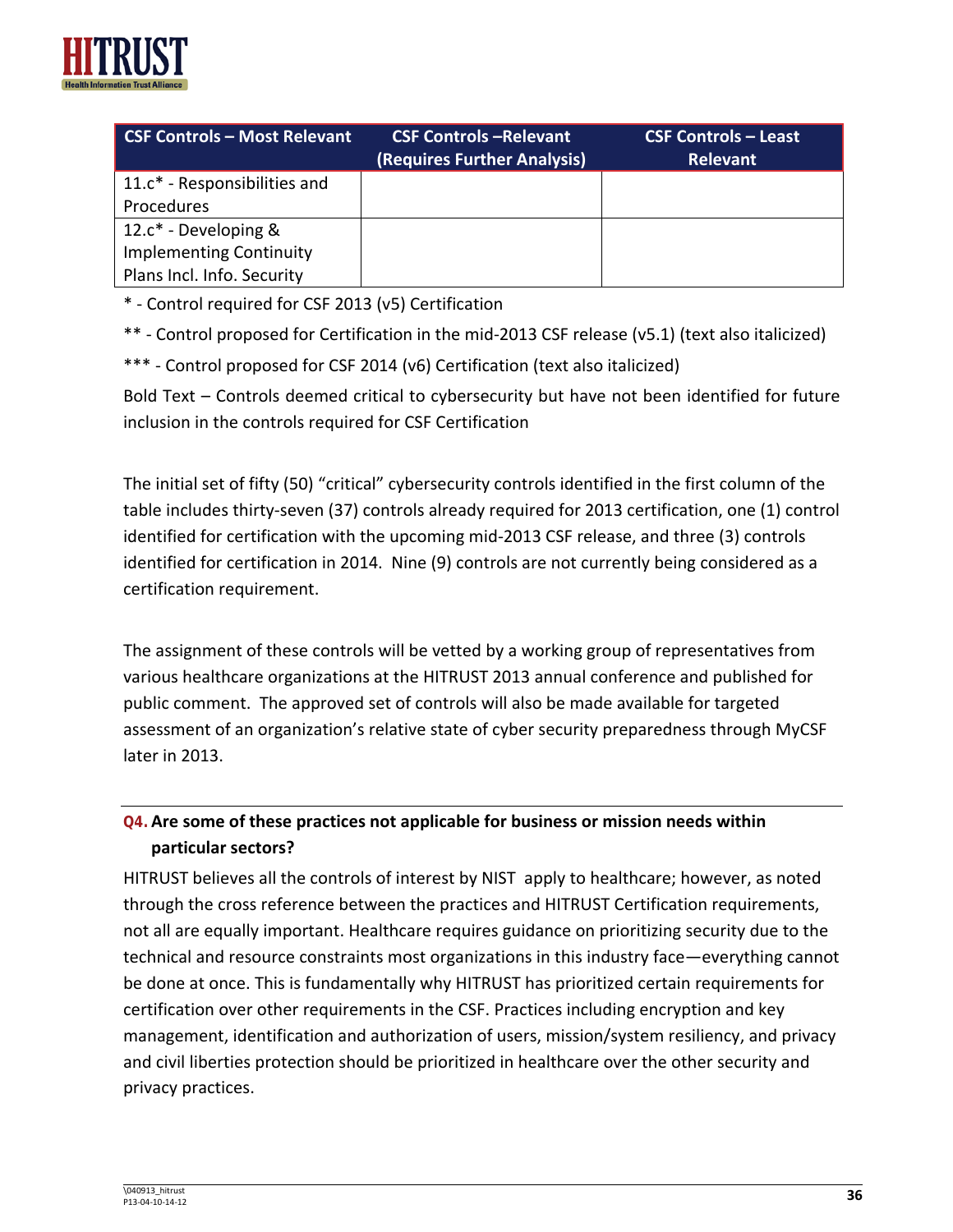| CSF Controls – Most Relevant | CSF Controls –Relevant (Requires Further Analysis) | CSF Controls – Least Relevant |
|---|---|---|
| 11.c* - Responsibilities and Procedures | | |
| 12.c* - Developing & Implementing Continuity Plans Incl. Info. Security | | |

\* - Control required for CSF 2013 (v5) Certification

\*\* - Control proposed for Certification in the mid-2013 CSF release (v5.1) (text also italicized)

\*\*\* - Control proposed for CSF 2014 (v6) Certification (text also italicized)

Bold Text – Controls deemed critical to cybersecurity but have not been identified for future inclusion in the controls required for CSF Certification

The initial set of fifty (50) "critical" cybersecurity controls identified in the first column of the table includes thirty-seven (37) controls already required for 2013 certification, one (1) control identified for certification with the upcoming mid-2013 CSF release, and three (3) controls identified for certification in 2014. Nine (9) controls are not currently being considered as a certification requirement.

The assignment of these controls will be vetted by a working group of representatives from various healthcare organizations at the HITRUST 2013 annual conference and published for public comment. The approved set of controls will also be made available for targeted assessment of an organization's relative state of cyber security preparedness through MyCSF later in 2013.

## Q4. Are some of these practices not applicable for business or mission needs within particular sectors?

HITRUST believes all the controls of interest by NIST apply to healthcare; however, as noted through the cross reference between the practices and HITRUST Certification requirements, not all are equally important. Healthcare requires guidance on prioritizing security due to the technical and resource constraints most organizations in this industry face—everything cannot be done at once. This is fundamentally why HITRUST has prioritized certain requirements for certification over other requirements in the CSF. Practices including encryption and key management, identification and authorization of users, mission/system resiliency, and privacy and civil liberties protection should be prioritized in healthcare over the other security and privacy practices.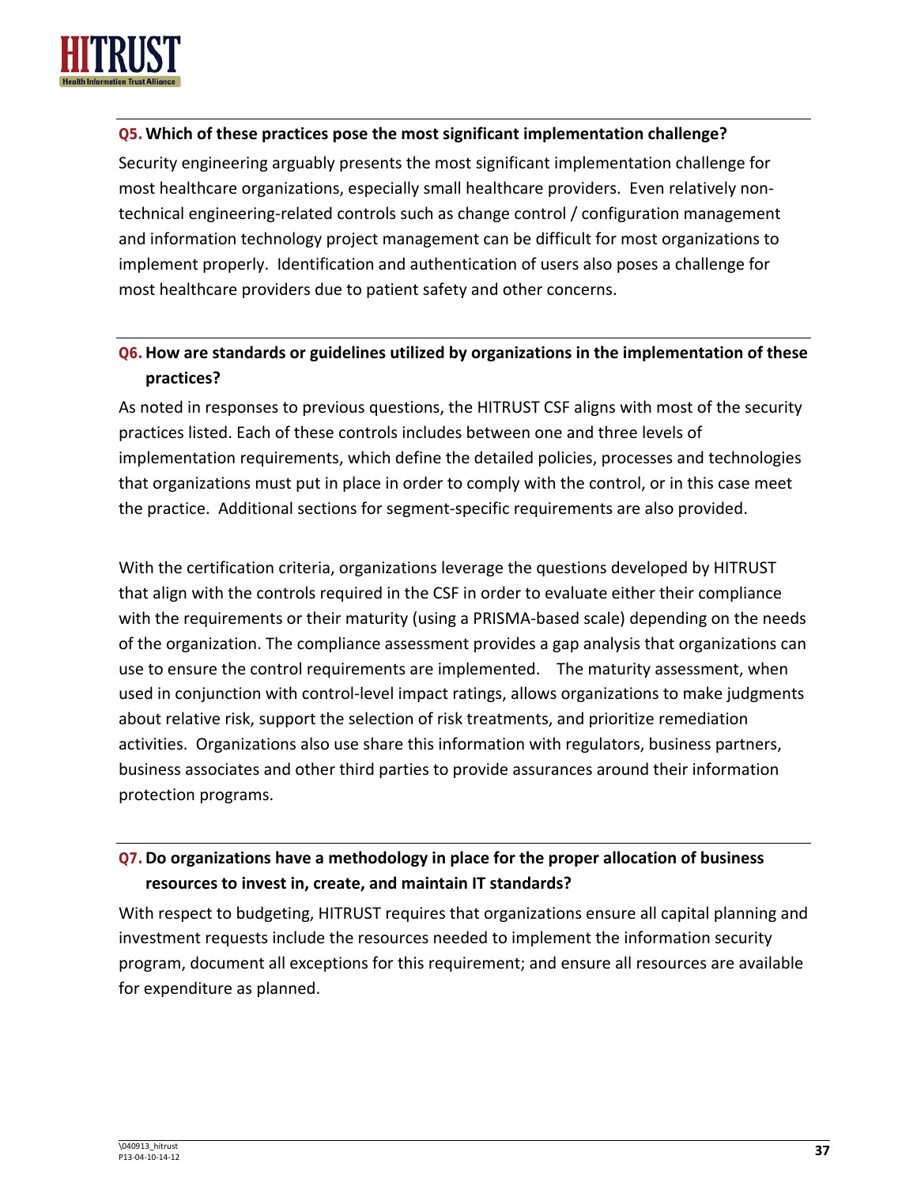### **Q5.** Which of these practices pose the most significant implementation challenge?

Security engineering arguably presents the most significant implementation challenge for most healthcare organizations, especially small healthcare providers. Even relatively non-technical engineering-related controls such as change control / configuration management and information technology project management can be difficult for most organizations to implement properly. Identification and authentication of users also poses a challenge for most healthcare providers due to patient safety and other concerns.

### **Q6.** How are standards or guidelines utilized by organizations in the implementation of these practices?

As noted in responses to previous questions, the HITRUST CSF aligns with most of the security practices listed. Each of these controls includes between one and three levels of implementation requirements, which define the detailed policies, processes and technologies that organizations must put in place in order to comply with the control, or in this case meet the practice. Additional sections for segment-specific requirements are also provided.

With the certification criteria, organizations leverage the questions developed by HITRUST that align with the controls required in the CSF in order to evaluate either their compliance with the requirements or their maturity (using a PRISMA-based scale) depending on the needs of the organization. The compliance assessment provides a gap analysis that organizations can use to ensure the control requirements are implemented. The maturity assessment, when used in conjunction with control-level impact ratings, allows organizations to make judgments about relative risk, support the selection of risk treatments, and prioritize remediation activities. Organizations also use share this information with regulators, business partners, business associates and other third parties to provide assurances around their information protection programs.

### **Q7.** Do organizations have a methodology in place for the proper allocation of business resources to invest in, create, and maintain IT standards?

With respect to budgeting, HITRUST requires that organizations ensure all capital planning and investment requests include the resources needed to implement the information security program, document all exceptions for this requirement; and ensure all resources are available for expenditure as planned.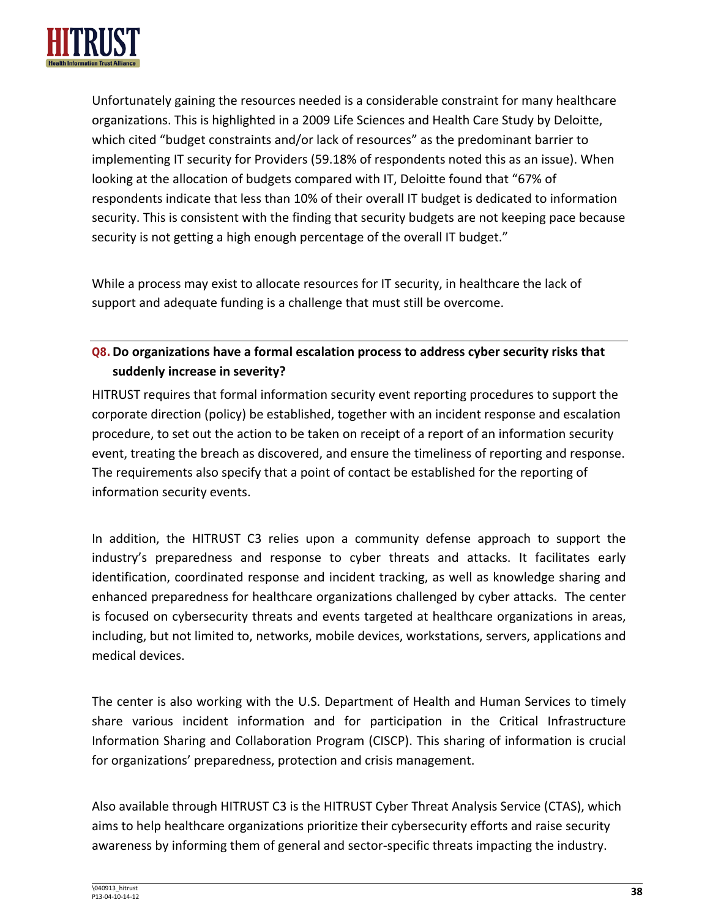Unfortunately gaining the resources needed is a considerable constraint for many healthcare organizations. This is highlighted in a 2009 Life Sciences and Health Care Study by Deloitte, which cited "budget constraints and/or lack of resources" as the predominant barrier to implementing IT security for Providers (59.18% of respondents noted this as an issue). When looking at the allocation of budgets compared with IT, Deloitte found that "67% of respondents indicate that less than 10% of their overall IT budget is dedicated to information security. This is consistent with the finding that security budgets are not keeping pace because security is not getting a high enough percentage of the overall IT budget."

While a process may exist to allocate resources for IT security, in healthcare the lack of support and adequate funding is a challenge that must still be overcome.

### Q8. Do organizations have a formal escalation process to address cyber security risks that suddenly increase in severity?

HITRUST requires that formal information security event reporting procedures to support the corporate direction (policy) be established, together with an incident response and escalation procedure, to set out the action to be taken on receipt of a report of an information security event, treating the breach as discovered, and ensure the timeliness of reporting and response. The requirements also specify that a point of contact be established for the reporting of information security events.

In addition, the HITRUST C3 relies upon a community defense approach to support the industry's preparedness and response to cyber threats and attacks. It facilitates early identification, coordinated response and incident tracking, as well as knowledge sharing and enhanced preparedness for healthcare organizations challenged by cyber attacks. The center is focused on cybersecurity threats and events targeted at healthcare organizations in areas, including, but not limited to, networks, mobile devices, workstations, servers, applications and medical devices.

The center is also working with the U.S. Department of Health and Human Services to timely share various incident information and for participation in the Critical Infrastructure Information Sharing and Collaboration Program (CISCP). This sharing of information is crucial for organizations' preparedness, protection and crisis management.

Also available through HITRUST C3 is the HITRUST Cyber Threat Analysis Service (CTAS), which aims to help healthcare organizations prioritize their cybersecurity efforts and raise security awareness by informing them of general and sector-specific threats impacting the industry.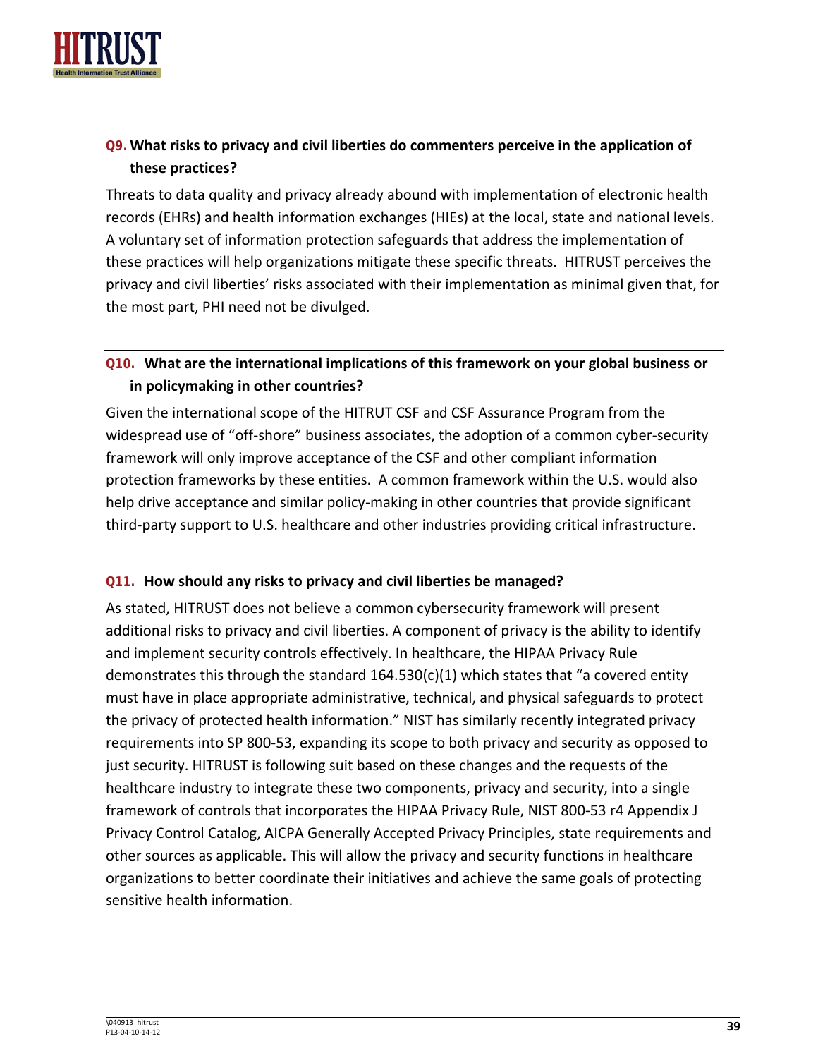**Q9. What risks to privacy and civil liberties do commenters perceive in the application of these practices?**

Threats to data quality and privacy already abound with implementation of electronic health records (EHRs) and health information exchanges (HIEs) at the local, state and national levels. A voluntary set of information protection safeguards that address the implementation of these practices will help organizations mitigate these specific threats. HITRUST perceives the privacy and civil liberties' risks associated with their implementation as minimal given that, for the most part, PHI need not be divulged.

**Q10. What are the international implications of this framework on your global business or in policymaking in other countries?**

Given the international scope of the HITRUT CSF and CSF Assurance Program from the widespread use of "off-shore" business associates, the adoption of a common cyber-security framework will only improve acceptance of the CSF and other compliant information protection frameworks by these entities. A common framework within the U.S. would also help drive acceptance and similar policy-making in other countries that provide significant third-party support to U.S. healthcare and other industries providing critical infrastructure.

**Q11. How should any risks to privacy and civil liberties be managed?**

As stated, HITRUST does not believe a common cybersecurity framework will present additional risks to privacy and civil liberties. A component of privacy is the ability to identify and implement security controls effectively. In healthcare, the HIPAA Privacy Rule demonstrates this through the standard 164.530(c)(1) which states that "a covered entity must have in place appropriate administrative, technical, and physical safeguards to protect the privacy of protected health information." NIST has similarly recently integrated privacy requirements into SP 800-53, expanding its scope to both privacy and security as opposed to just security. HITRUST is following suit based on these changes and the requests of the healthcare industry to integrate these two components, privacy and security, into a single framework of controls that incorporates the HIPAA Privacy Rule, NIST 800-53 r4 Appendix J Privacy Control Catalog, AICPA Generally Accepted Privacy Principles, state requirements and other sources as applicable. This will allow the privacy and security functions in healthcare organizations to better coordinate their initiatives and achieve the same goals of protecting sensitive health information.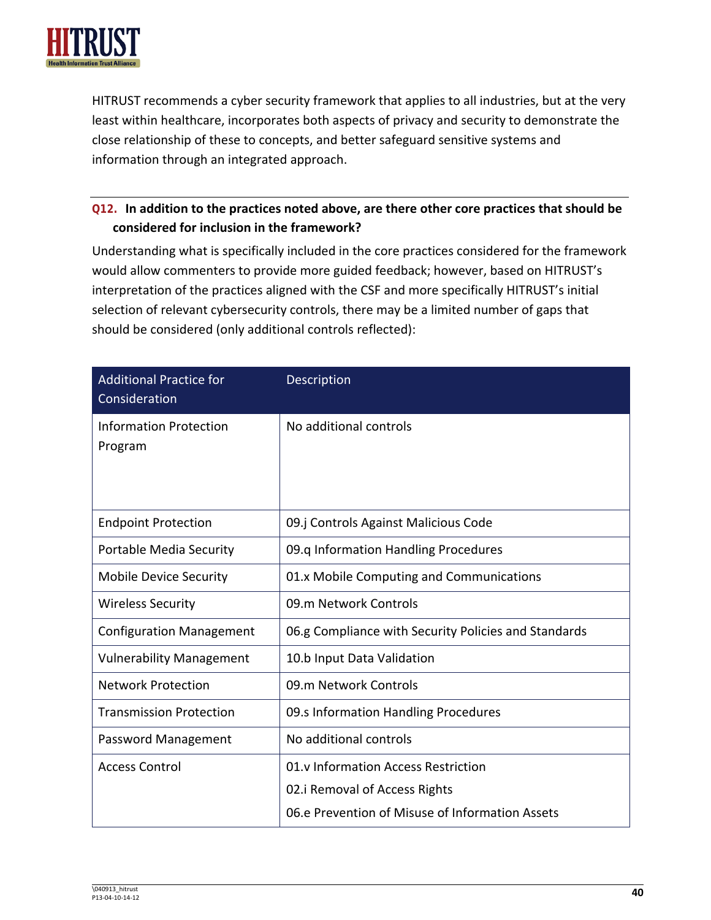HITRUST recommends a cyber security framework that applies to all industries, but at the very least within healthcare, incorporates both aspects of privacy and security to demonstrate the close relationship of these to concepts, and better safeguard sensitive systems and information through an integrated approach.

---

**Q12. In addition to the practices noted above, are there other core practices that should be considered for inclusion in the framework?**

Understanding what is specifically included in the core practices considered for the framework would allow commenters to provide more guided feedback; however, based on HITRUST's interpretation of the practices aligned with the CSF and more specifically HITRUST's initial selection of relevant cybersecurity controls, there may be a limited number of gaps that should be considered (only additional controls reflected):

| Additional Practice for Consideration | Description |
|---|---|
| Information Protection Program | No additional controls |
| Endpoint Protection | 09.j Controls Against Malicious Code |
| Portable Media Security | 09.q Information Handling Procedures |
| Mobile Device Security | 01.x Mobile Computing and Communications |
| Wireless Security | 09.m Network Controls |
| Configuration Management | 06.g Compliance with Security Policies and Standards |
| Vulnerability Management | 10.b Input Data Validation |
| Network Protection | 09.m Network Controls |
| Transmission Protection | 09.s Information Handling Procedures |
| Password Management | No additional controls |
| Access Control | 01.v Information Access Restriction<br>02.i Removal of Access Rights<br>06.e Prevention of Misuse of Information Assets |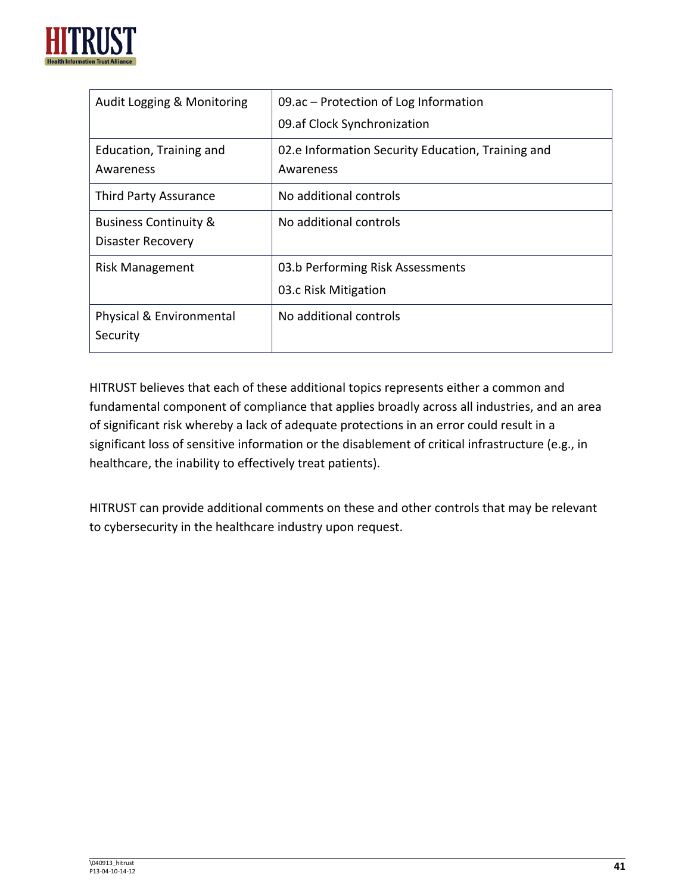| | |
|---|---|
| Audit Logging & Monitoring | 09.ac – Protection of Log Information<br>09.af Clock Synchronization |
| Education, Training and Awareness | 02.e Information Security Education, Training and Awareness |
| Third Party Assurance | No additional controls |
| Business Continuity & Disaster Recovery | No additional controls |
| Risk Management | 03.b Performing Risk Assessments<br>03.c Risk Mitigation |
| Physical & Environmental Security | No additional controls |

HITRUST believes that each of these additional topics represents either a common and fundamental component of compliance that applies broadly across all industries, and an area of significant risk whereby a lack of adequate protections in an error could result in a significant loss of sensitive information or the disablement of critical infrastructure (e.g., in healthcare, the inability to effectively treat patients).

HITRUST can provide additional comments on these and other controls that may be relevant to cybersecurity in the healthcare industry upon request.